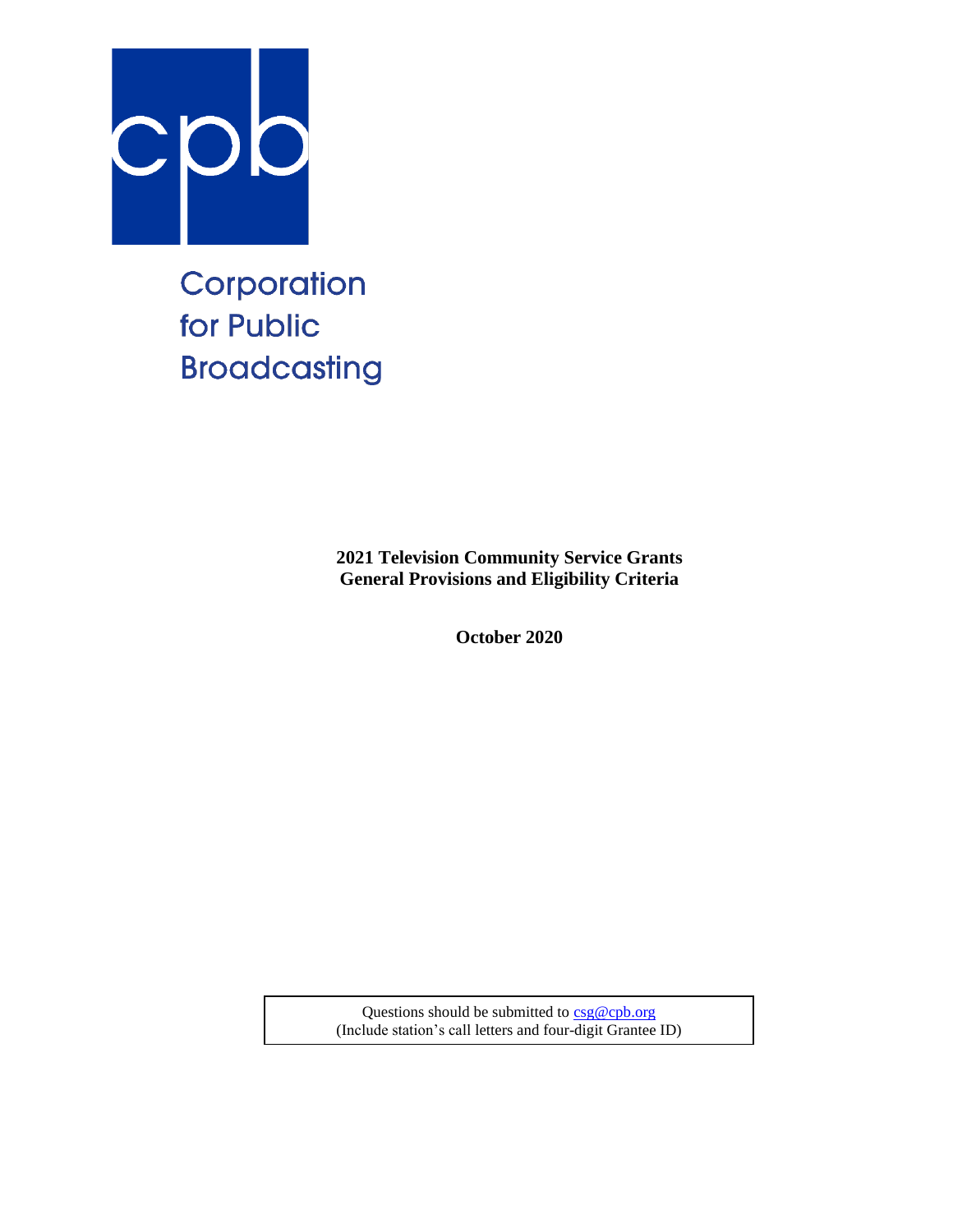Corporation
for Public
Broadcasting

**2021 Television Community Service Grants**
**General Provisions and Eligibility Criteria**

**October 2020**

Questions should be submitted to csg@cpb.org
(Include station's call letters and four-digit Grantee ID)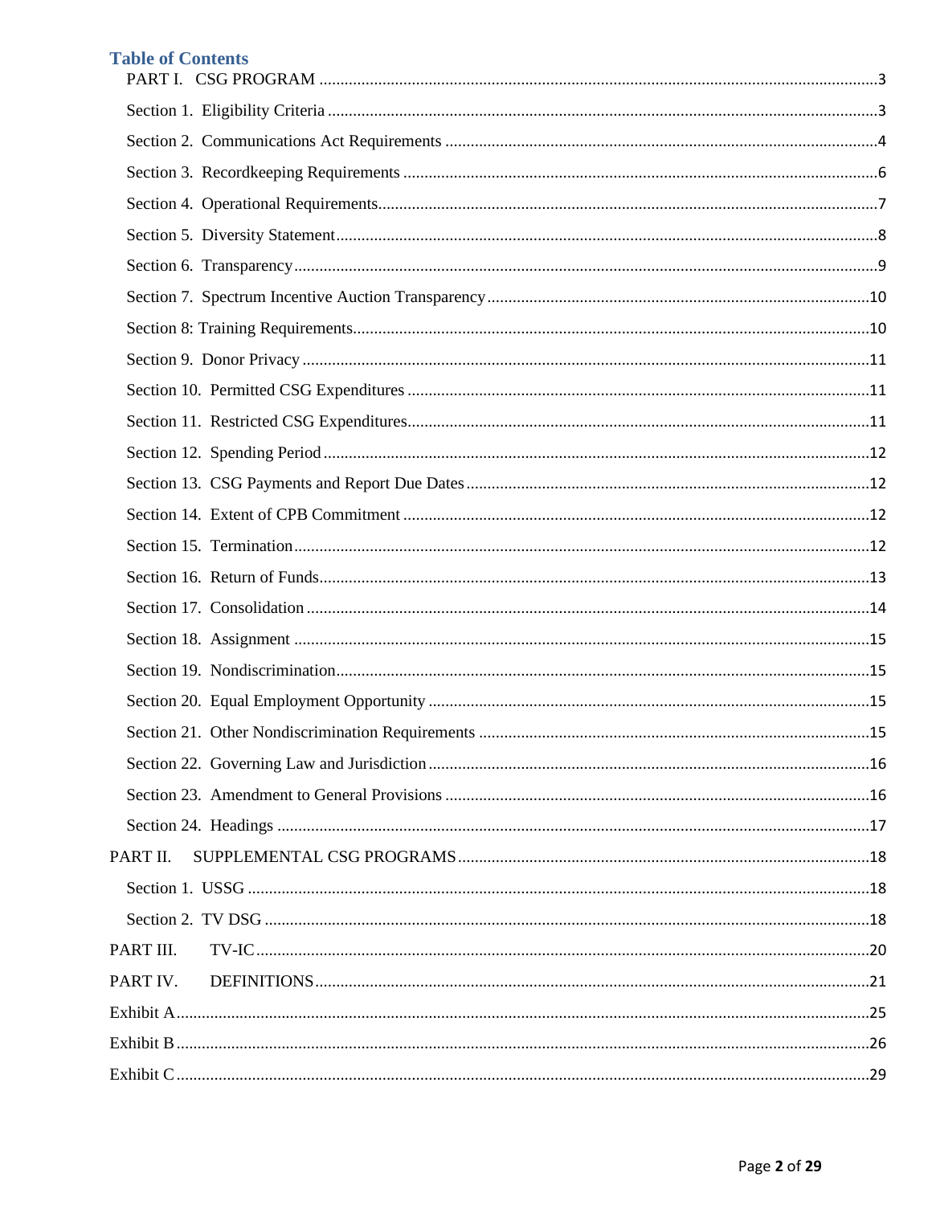## Table of Contents

PART I. CSG PROGRAM .....3

Section 1. Eligibility Criteria .....3

Section 2. Communications Act Requirements .....4

Section 3. Recordkeeping Requirements .....6

Section 4. Operational Requirements .....7

Section 5. Diversity Statement .....8

Section 6. Transparency .....9

Section 7. Spectrum Incentive Auction Transparency .....10

Section 8: Training Requirements .....10

Section 9. Donor Privacy .....11

Section 10. Permitted CSG Expenditures .....11

Section 11. Restricted CSG Expenditures .....11

Section 12. Spending Period .....12

Section 13. CSG Payments and Report Due Dates .....12

Section 14. Extent of CPB Commitment .....12

Section 15. Termination .....12

Section 16. Return of Funds .....13

Section 17. Consolidation .....14

Section 18. Assignment .....15

Section 19. Nondiscrimination .....15

Section 20. Equal Employment Opportunity .....15

Section 21. Other Nondiscrimination Requirements .....15

Section 22. Governing Law and Jurisdiction .....16

Section 23. Amendment to General Provisions .....16

Section 24. Headings .....17

PART II. SUPPLEMENTAL CSG PROGRAMS .....18

Section 1. USSG .....18

Section 2. TV DSG .....18

PART III. TV-IC .....20

PART IV. DEFINITIONS .....21

Exhibit A .....25

Exhibit B .....26

Exhibit C .....29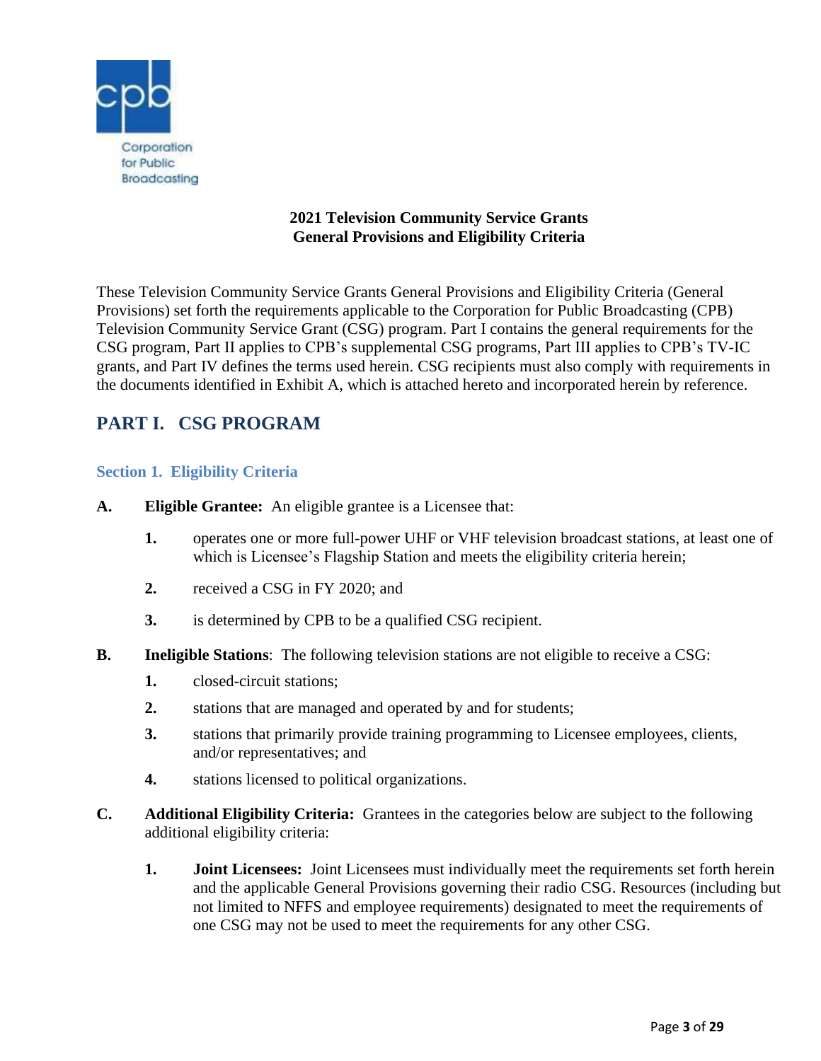Corporation for Public Broadcasting

**2021 Television Community Service Grants**
**General Provisions and Eligibility Criteria**

These Television Community Service Grants General Provisions and Eligibility Criteria (General Provisions) set forth the requirements applicable to the Corporation for Public Broadcasting (CPB) Television Community Service Grant (CSG) program. Part I contains the general requirements for the CSG program, Part II applies to CPB's supplemental CSG programs, Part III applies to CPB's TV-IC grants, and Part IV defines the terms used herein. CSG recipients must also comply with requirements in the documents identified in Exhibit A, which is attached hereto and incorporated herein by reference.

## PART I. CSG PROGRAM

### Section 1. Eligibility Criteria

**A. Eligible Grantee:** An eligible grantee is a Licensee that:

1. operates one or more full-power UHF or VHF television broadcast stations, at least one of which is Licensee's Flagship Station and meets the eligibility criteria herein;
2. received a CSG in FY 2020; and
3. is determined by CPB to be a qualified CSG recipient.

**B. Ineligible Stations**: The following television stations are not eligible to receive a CSG:

1. closed-circuit stations;
2. stations that are managed and operated by and for students;
3. stations that primarily provide training programming to Licensee employees, clients, and/or representatives; and
4. stations licensed to political organizations.

**C. Additional Eligibility Criteria:** Grantees in the categories below are subject to the following additional eligibility criteria:

1. **Joint Licensees:** Joint Licensees must individually meet the requirements set forth herein and the applicable General Provisions governing their radio CSG. Resources (including but not limited to NFFS and employee requirements) designated to meet the requirements of one CSG may not be used to meet the requirements for any other CSG.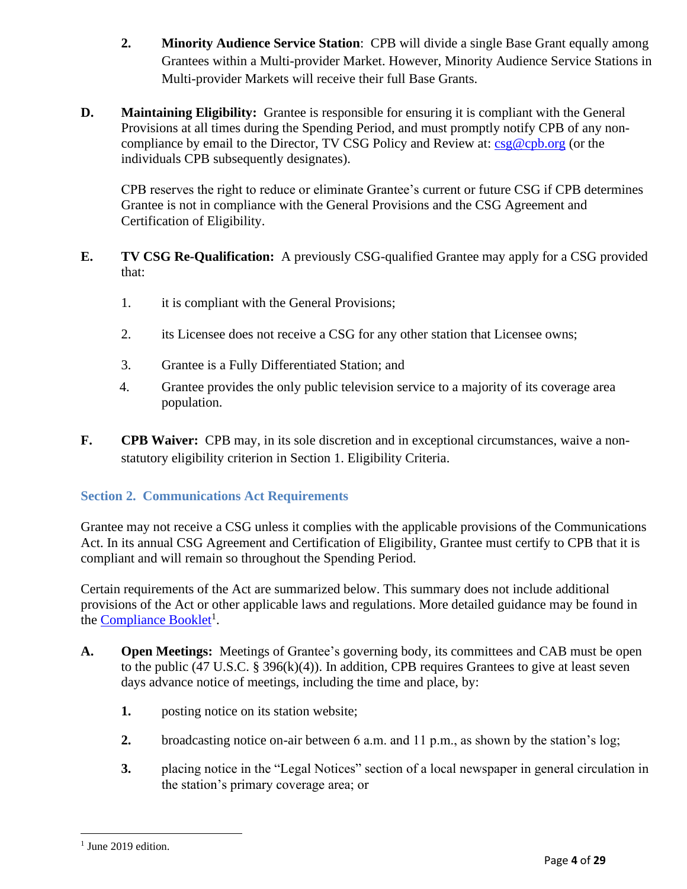2. **Minority Audience Service Station**: CPB will divide a single Base Grant equally among Grantees within a Multi-provider Market. However, Minority Audience Service Stations in Multi-provider Markets will receive their full Base Grants.

**D. Maintaining Eligibility:** Grantee is responsible for ensuring it is compliant with the General Provisions at all times during the Spending Period, and must promptly notify CPB of any non-compliance by email to the Director, TV CSG Policy and Review at: csg@cpb.org (or the individuals CPB subsequently designates).

CPB reserves the right to reduce or eliminate Grantee's current or future CSG if CPB determines Grantee is not in compliance with the General Provisions and the CSG Agreement and Certification of Eligibility.

**E. TV CSG Re-Qualification:** A previously CSG-qualified Grantee may apply for a CSG provided that:

1. it is compliant with the General Provisions;
2. its Licensee does not receive a CSG for any other station that Licensee owns;
3. Grantee is a Fully Differentiated Station; and
4. Grantee provides the only public television service to a majority of its coverage area population.

**F. CPB Waiver:** CPB may, in its sole discretion and in exceptional circumstances, waive a non-statutory eligibility criterion in Section 1. Eligibility Criteria.

## Section 2. Communications Act Requirements

Grantee may not receive a CSG unless it complies with the applicable provisions of the Communications Act. In its annual CSG Agreement and Certification of Eligibility, Grantee must certify to CPB that it is compliant and will remain so throughout the Spending Period.

Certain requirements of the Act are summarized below. This summary does not include additional provisions of the Act or other applicable laws and regulations. More detailed guidance may be found in the Compliance Booklet[1].

**A. Open Meetings:** Meetings of Grantee's governing body, its committees and CAB must be open to the public (47 U.S.C. § 396(k)(4)). In addition, CPB requires Grantees to give at least seven days advance notice of meetings, including the time and place, by:

1. posting notice on its station website;
2. broadcasting notice on-air between 6 a.m. and 11 p.m., as shown by the station's log;
3. placing notice in the "Legal Notices" section of a local newspaper in general circulation in the station's primary coverage area; or

[1] June 2019 edition.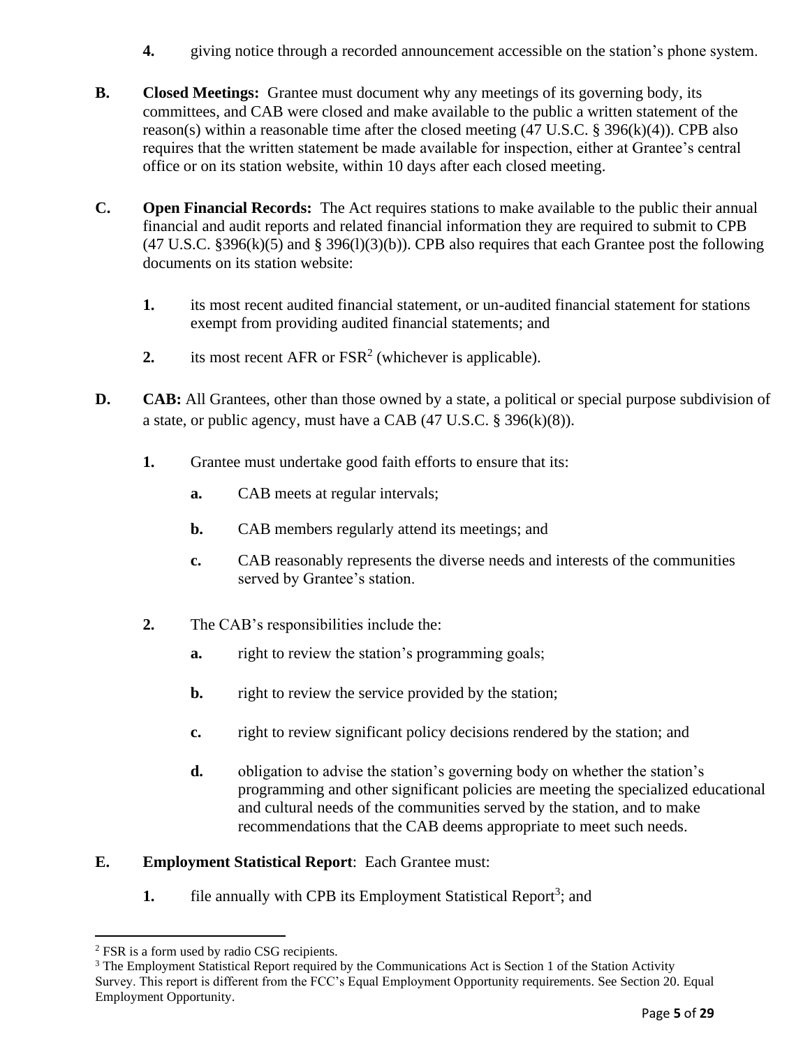4. giving notice through a recorded announcement accessible on the station's phone system.

**B. Closed Meetings:** Grantee must document why any meetings of its governing body, its committees, and CAB were closed and make available to the public a written statement of the reason(s) within a reasonable time after the closed meeting (47 U.S.C. § 396(k)(4)). CPB also requires that the written statement be made available for inspection, either at Grantee's central office or on its station website, within 10 days after each closed meeting.

**C. Open Financial Records:** The Act requires stations to make available to the public their annual financial and audit reports and related financial information they are required to submit to CPB (47 U.S.C. §396(k)(5) and § 396(l)(3)(b)). CPB also requires that each Grantee post the following documents on its station website:

1. its most recent audited financial statement, or un-audited financial statement for stations exempt from providing audited financial statements; and
2. its most recent AFR or FSR[2] (whichever is applicable).

**D. CAB:** All Grantees, other than those owned by a state, a political or special purpose subdivision of a state, or public agency, must have a CAB (47 U.S.C. § 396(k)(8)).

1. Grantee must undertake good faith efforts to ensure that its:
   - **a.** CAB meets at regular intervals;
   - **b.** CAB members regularly attend its meetings; and
   - **c.** CAB reasonably represents the diverse needs and interests of the communities served by Grantee's station.
2. The CAB's responsibilities include the:
   - **a.** right to review the station's programming goals;
   - **b.** right to review the service provided by the station;
   - **c.** right to review significant policy decisions rendered by the station; and
   - **d.** obligation to advise the station's governing body on whether the station's programming and other significant policies are meeting the specialized educational and cultural needs of the communities served by the station, and to make recommendations that the CAB deems appropriate to meet such needs.

**E. Employment Statistical Report**: Each Grantee must:

1. file annually with CPB its Employment Statistical Report[3]; and

---

[2] FSR is a form used by radio CSG recipients.

[3] The Employment Statistical Report required by the Communications Act is Section 1 of the Station Activity Survey. This report is different from the FCC's Equal Employment Opportunity requirements. See Section 20. Equal Employment Opportunity.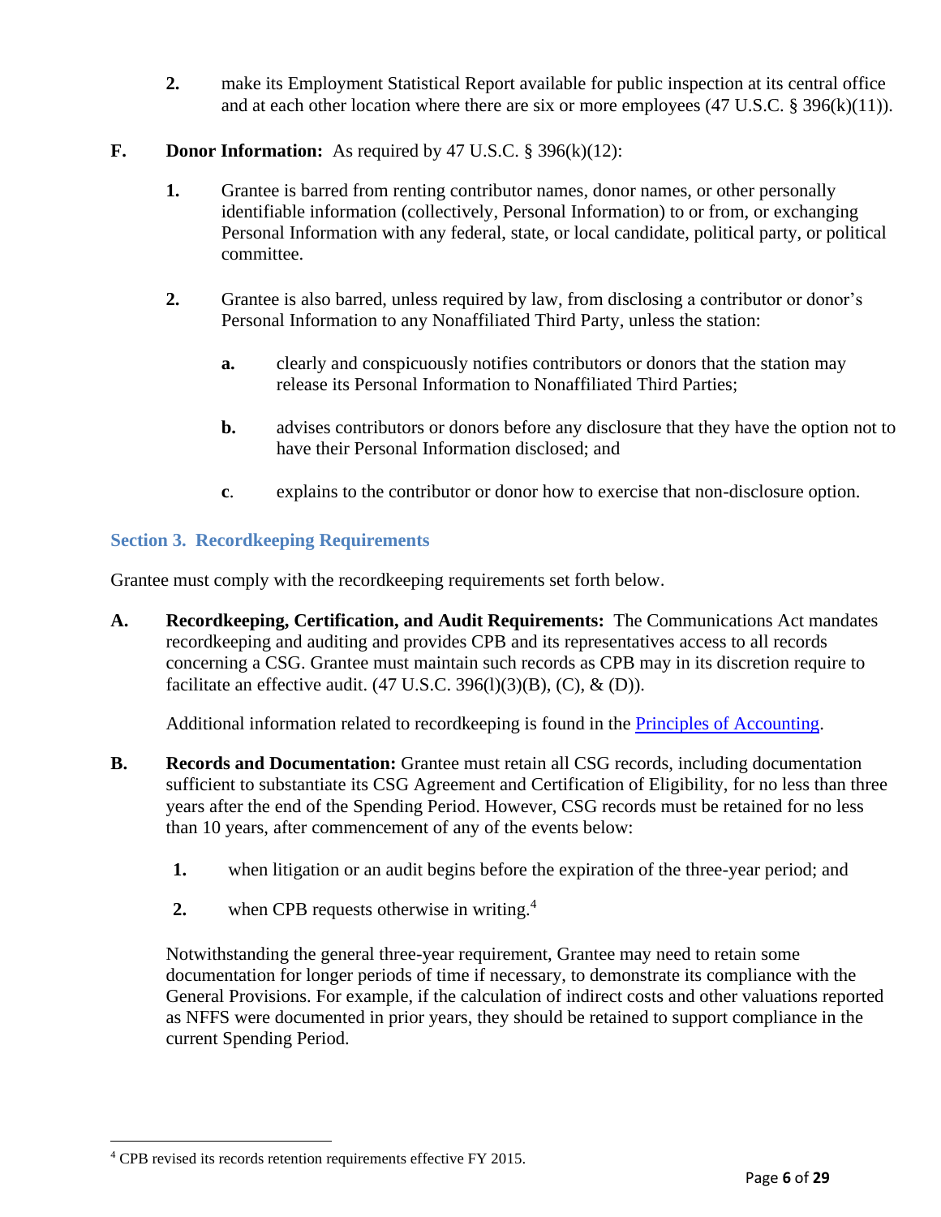2. make its Employment Statistical Report available for public inspection at its central office and at each other location where there are six or more employees (47 U.S.C. § 396(k)(11)).

**F. Donor Information:** As required by 47 U.S.C. § 396(k)(12):

1. Grantee is barred from renting contributor names, donor names, or other personally identifiable information (collectively, Personal Information) to or from, or exchanging Personal Information with any federal, state, or local candidate, political party, or political committee.

2. Grantee is also barred, unless required by law, from disclosing a contributor or donor's Personal Information to any Nonaffiliated Third Party, unless the station:

   a. clearly and conspicuously notifies contributors or donors that the station may release its Personal Information to Nonaffiliated Third Parties;

   b. advises contributors or donors before any disclosure that they have the option not to have their Personal Information disclosed; and

   c. explains to the contributor or donor how to exercise that non-disclosure option.

## Section 3. Recordkeeping Requirements

Grantee must comply with the recordkeeping requirements set forth below.

**A. Recordkeeping, Certification, and Audit Requirements:** The Communications Act mandates recordkeeping and auditing and provides CPB and its representatives access to all records concerning a CSG. Grantee must maintain such records as CPB may in its discretion require to facilitate an effective audit. (47 U.S.C. 396(l)(3)(B), (C), & (D)).

Additional information related to recordkeeping is found in the [Principles of Accounting](Principles of Accounting).

**B. Records and Documentation:** Grantee must retain all CSG records, including documentation sufficient to substantiate its CSG Agreement and Certification of Eligibility, for no less than three years after the end of the Spending Period. However, CSG records must be retained for no less than 10 years, after commencement of any of the events below:

1. when litigation or an audit begins before the expiration of the three-year period; and

2. when CPB requests otherwise in writing.[4]

Notwithstanding the general three-year requirement, Grantee may need to retain some documentation for longer periods of time if necessary, to demonstrate its compliance with the General Provisions. For example, if the calculation of indirect costs and other valuations reported as NFFS were documented in prior years, they should be retained to support compliance in the current Spending Period.

[4] CPB revised its records retention requirements effective FY 2015.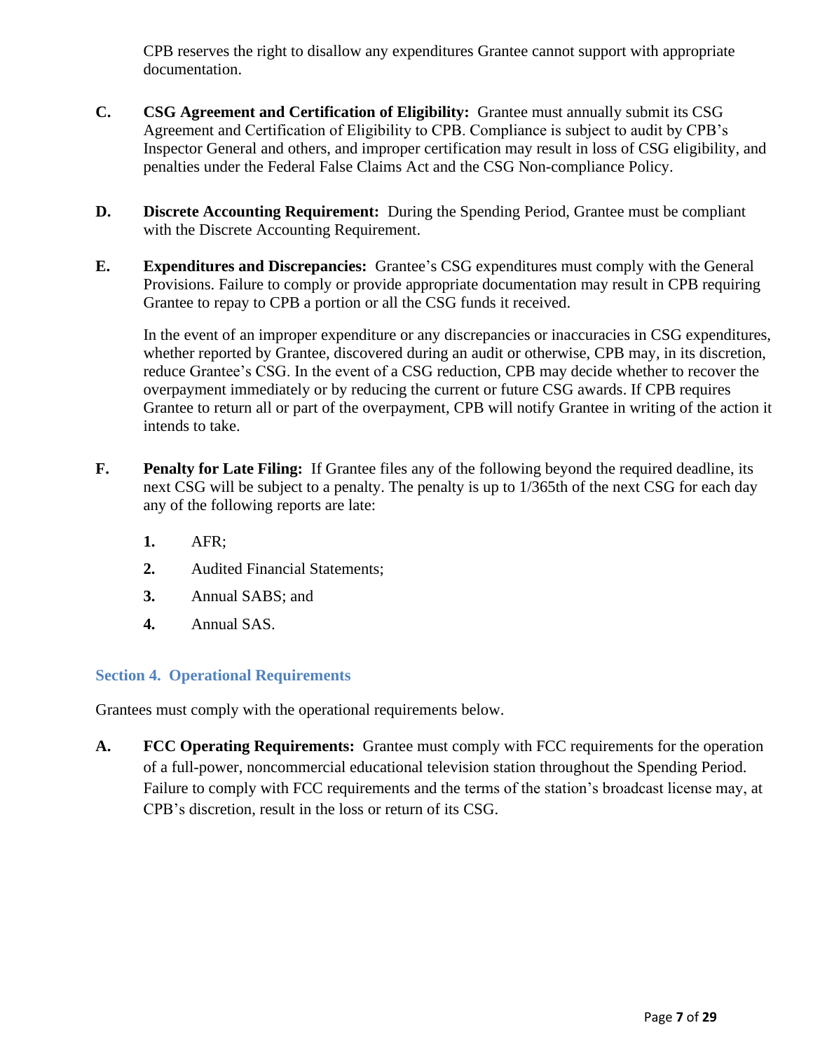CPB reserves the right to disallow any expenditures Grantee cannot support with appropriate documentation.

**C.** **CSG Agreement and Certification of Eligibility:** Grantee must annually submit its CSG Agreement and Certification of Eligibility to CPB. Compliance is subject to audit by CPB's Inspector General and others, and improper certification may result in loss of CSG eligibility, and penalties under the Federal False Claims Act and the CSG Non-compliance Policy.

**D.** **Discrete Accounting Requirement:** During the Spending Period, Grantee must be compliant with the Discrete Accounting Requirement.

**E.** **Expenditures and Discrepancies:** Grantee's CSG expenditures must comply with the General Provisions. Failure to comply or provide appropriate documentation may result in CPB requiring Grantee to repay to CPB a portion or all the CSG funds it received.

In the event of an improper expenditure or any discrepancies or inaccuracies in CSG expenditures, whether reported by Grantee, discovered during an audit or otherwise, CPB may, in its discretion, reduce Grantee's CSG. In the event of a CSG reduction, CPB may decide whether to recover the overpayment immediately or by reducing the current or future CSG awards. If CPB requires Grantee to return all or part of the overpayment, CPB will notify Grantee in writing of the action it intends to take.

**F.** **Penalty for Late Filing:** If Grantee files any of the following beyond the required deadline, its next CSG will be subject to a penalty. The penalty is up to 1/365th of the next CSG for each day any of the following reports are late:

1. AFR;
2. Audited Financial Statements;
3. Annual SABS; and
4. Annual SAS.

## Section 4. Operational Requirements

Grantees must comply with the operational requirements below.

**A.** **FCC Operating Requirements:** Grantee must comply with FCC requirements for the operation of a full-power, noncommercial educational television station throughout the Spending Period. Failure to comply with FCC requirements and the terms of the station's broadcast license may, at CPB's discretion, result in the loss or return of its CSG.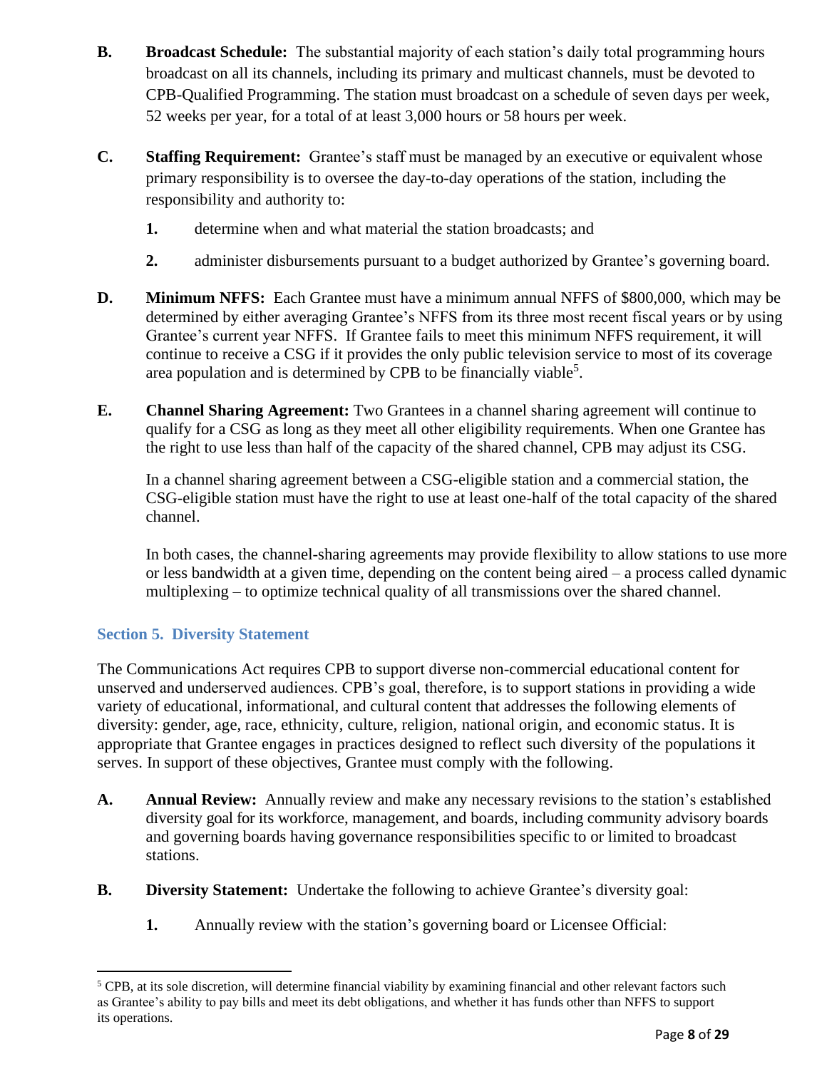**B. Broadcast Schedule:** The substantial majority of each station's daily total programming hours broadcast on all its channels, including its primary and multicast channels, must be devoted to CPB-Qualified Programming. The station must broadcast on a schedule of seven days per week, 52 weeks per year, for a total of at least 3,000 hours or 58 hours per week.

**C. Staffing Requirement:** Grantee's staff must be managed by an executive or equivalent whose primary responsibility is to oversee the day-to-day operations of the station, including the responsibility and authority to:

1. determine when and what material the station broadcasts; and
2. administer disbursements pursuant to a budget authorized by Grantee's governing board.

**D. Minimum NFFS:** Each Grantee must have a minimum annual NFFS of $800,000, which may be determined by either averaging Grantee's NFFS from its three most recent fiscal years or by using Grantee's current year NFFS. If Grantee fails to meet this minimum NFFS requirement, it will continue to receive a CSG if it provides the only public television service to most of its coverage area population and is determined by CPB to be financially viable[5].

**E. Channel Sharing Agreement:** Two Grantees in a channel sharing agreement will continue to qualify for a CSG as long as they meet all other eligibility requirements. When one Grantee has the right to use less than half of the capacity of the shared channel, CPB may adjust its CSG.

In a channel sharing agreement between a CSG-eligible station and a commercial station, the CSG-eligible station must have the right to use at least one-half of the total capacity of the shared channel.

In both cases, the channel-sharing agreements may provide flexibility to allow stations to use more or less bandwidth at a given time, depending on the content being aired – a process called dynamic multiplexing – to optimize technical quality of all transmissions over the shared channel.

## Section 5. Diversity Statement

The Communications Act requires CPB to support diverse non-commercial educational content for unserved and underserved audiences. CPB's goal, therefore, is to support stations in providing a wide variety of educational, informational, and cultural content that addresses the following elements of diversity: gender, age, race, ethnicity, culture, religion, national origin, and economic status. It is appropriate that Grantee engages in practices designed to reflect such diversity of the populations it serves. In support of these objectives, Grantee must comply with the following.

**A. Annual Review:** Annually review and make any necessary revisions to the station's established diversity goal for its workforce, management, and boards, including community advisory boards and governing boards having governance responsibilities specific to or limited to broadcast stations.

**B. Diversity Statement:** Undertake the following to achieve Grantee's diversity goal:

1. Annually review with the station's governing board or Licensee Official:

---

[5] CPB, at its sole discretion, will determine financial viability by examining financial and other relevant factors such as Grantee's ability to pay bills and meet its debt obligations, and whether it has funds other than NFFS to support its operations.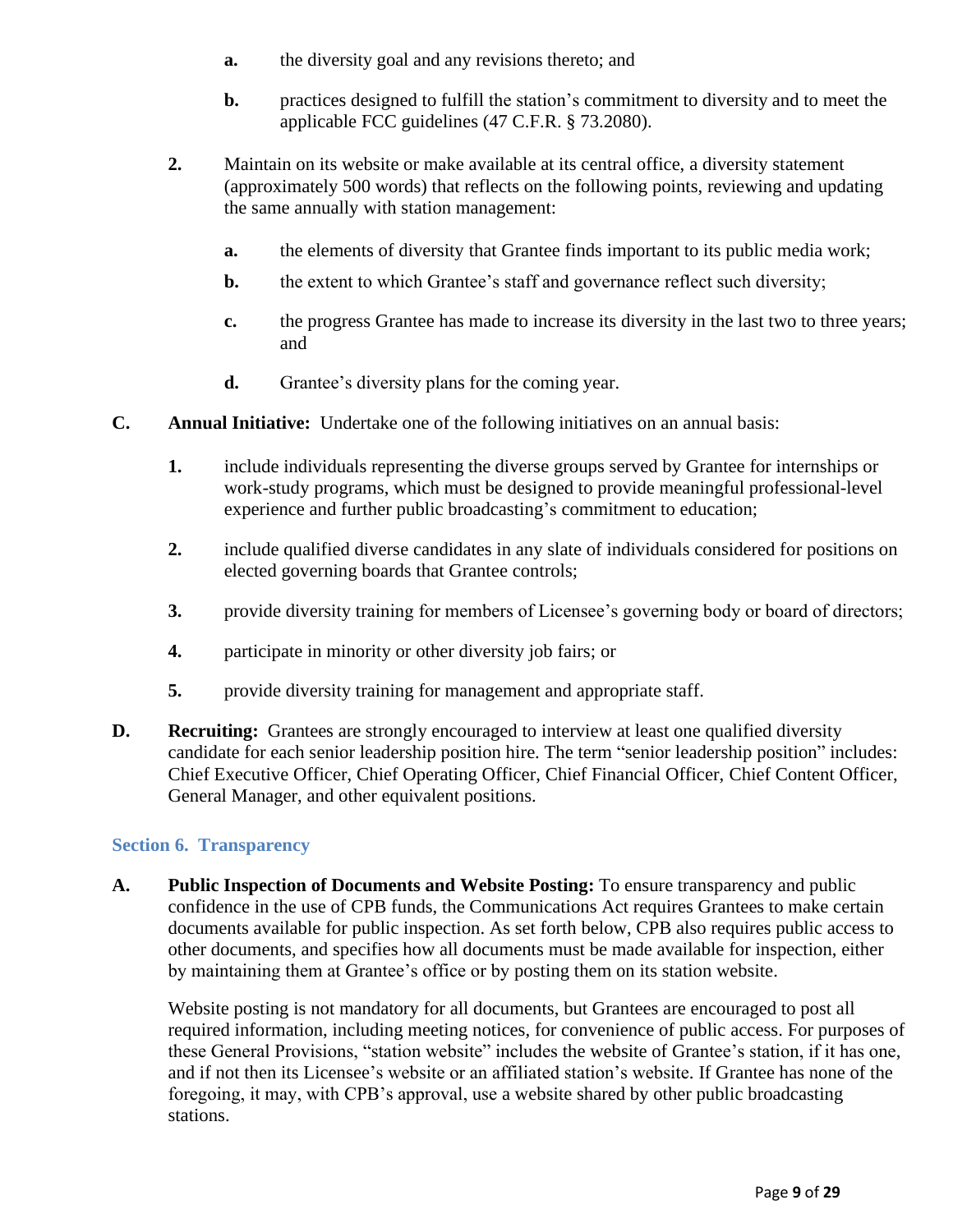**a.** the diversity goal and any revisions thereto; and

   **b.** practices designed to fulfill the station's commitment to diversity and to meet the applicable FCC guidelines (47 C.F.R. § 73.2080).

**2.** Maintain on its website or make available at its central office, a diversity statement (approximately 500 words) that reflects on the following points, reviewing and updating the same annually with station management:

   **a.** the elements of diversity that Grantee finds important to its public media work;

   **b.** the extent to which Grantee's staff and governance reflect such diversity;

   **c.** the progress Grantee has made to increase its diversity in the last two to three years; and

   **d.** Grantee's diversity plans for the coming year.

**C. Annual Initiative:** Undertake one of the following initiatives on an annual basis:

**1.** include individuals representing the diverse groups served by Grantee for internships or work-study programs, which must be designed to provide meaningful professional-level experience and further public broadcasting's commitment to education;

**2.** include qualified diverse candidates in any slate of individuals considered for positions on elected governing boards that Grantee controls;

**3.** provide diversity training for members of Licensee's governing body or board of directors;

**4.** participate in minority or other diversity job fairs; or

**5.** provide diversity training for management and appropriate staff.

**D. Recruiting:** Grantees are strongly encouraged to interview at least one qualified diversity candidate for each senior leadership position hire. The term "senior leadership position" includes: Chief Executive Officer, Chief Operating Officer, Chief Financial Officer, Chief Content Officer, General Manager, and other equivalent positions.

### Section 6. Transparency

**A. Public Inspection of Documents and Website Posting:** To ensure transparency and public confidence in the use of CPB funds, the Communications Act requires Grantees to make certain documents available for public inspection. As set forth below, CPB also requires public access to other documents, and specifies how all documents must be made available for inspection, either by maintaining them at Grantee's office or by posting them on its station website.

Website posting is not mandatory for all documents, but Grantees are encouraged to post all required information, including meeting notices, for convenience of public access. For purposes of these General Provisions, "station website" includes the website of Grantee's station, if it has one, and if not then its Licensee's website or an affiliated station's website. If Grantee has none of the foregoing, it may, with CPB's approval, use a website shared by other public broadcasting stations.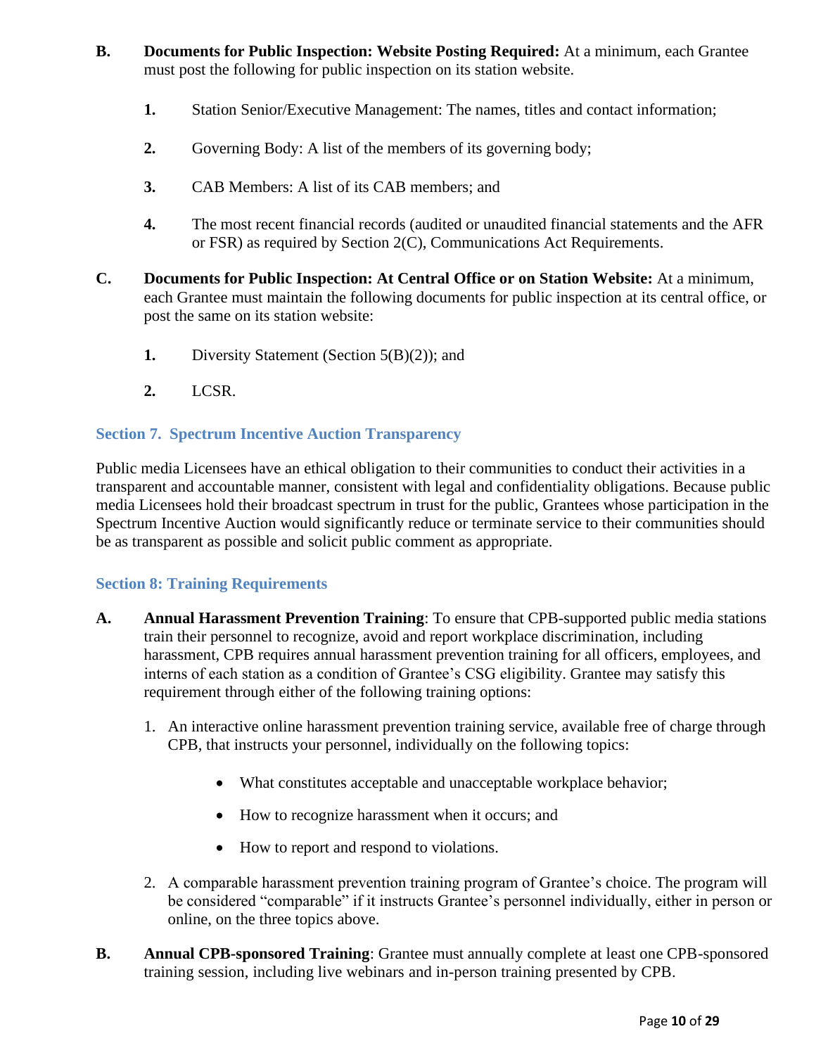**B. Documents for Public Inspection: Website Posting Required:** At a minimum, each Grantee must post the following for public inspection on its station website.

1. Station Senior/Executive Management: The names, titles and contact information;

2. Governing Body: A list of the members of its governing body;

3. CAB Members: A list of its CAB members; and

4. The most recent financial records (audited or unaudited financial statements and the AFR or FSR) as required by Section 2(C), Communications Act Requirements.

**C. Documents for Public Inspection: At Central Office or on Station Website:** At a minimum, each Grantee must maintain the following documents for public inspection at its central office, or post the same on its station website:

1. Diversity Statement (Section 5(B)(2)); and

2. LCSR.

## Section 7. Spectrum Incentive Auction Transparency

Public media Licensees have an ethical obligation to their communities to conduct their activities in a transparent and accountable manner, consistent with legal and confidentiality obligations. Because public media Licensees hold their broadcast spectrum in trust for the public, Grantees whose participation in the Spectrum Incentive Auction would significantly reduce or terminate service to their communities should be as transparent as possible and solicit public comment as appropriate.

## Section 8: Training Requirements

**A. Annual Harassment Prevention Training**: To ensure that CPB-supported public media stations train their personnel to recognize, avoid and report workplace discrimination, including harassment, CPB requires annual harassment prevention training for all officers, employees, and interns of each station as a condition of Grantee's CSG eligibility. Grantee may satisfy this requirement through either of the following training options:

1. An interactive online harassment prevention training service, available free of charge through CPB, that instructs your personnel, individually on the following topics:

   - What constitutes acceptable and unacceptable workplace behavior;
   - How to recognize harassment when it occurs; and
   - How to report and respond to violations.

2. A comparable harassment prevention training program of Grantee's choice. The program will be considered "comparable" if it instructs Grantee's personnel individually, either in person or online, on the three topics above.

**B. Annual CPB-sponsored Training**: Grantee must annually complete at least one CPB-sponsored training session, including live webinars and in-person training presented by CPB.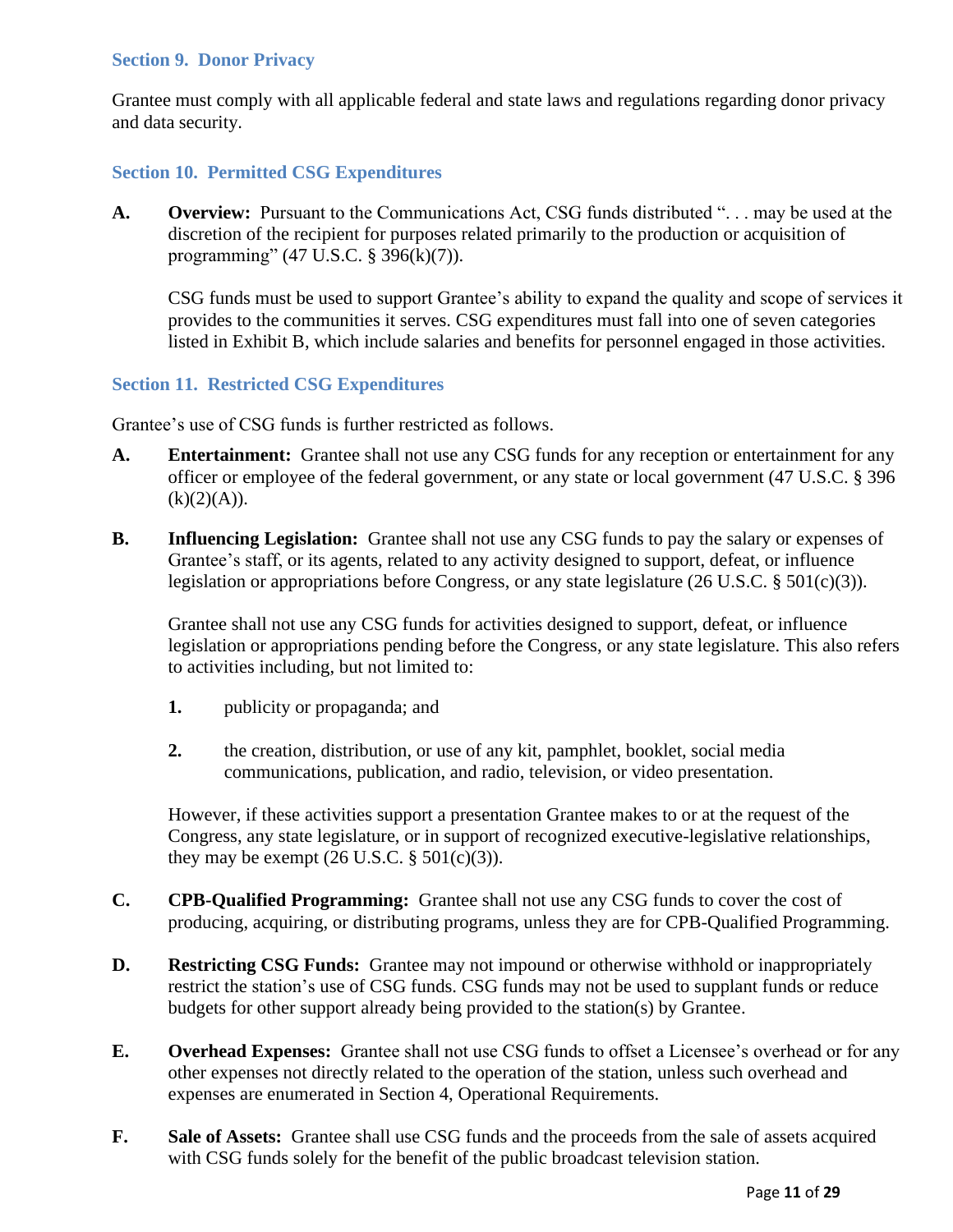### Section 9. Donor Privacy

Grantee must comply with all applicable federal and state laws and regulations regarding donor privacy and data security.

### Section 10. Permitted CSG Expenditures

**A. Overview:** Pursuant to the Communications Act, CSG funds distributed ". . . may be used at the discretion of the recipient for purposes related primarily to the production or acquisition of programming" (47 U.S.C. § 396(k)(7)).

CSG funds must be used to support Grantee's ability to expand the quality and scope of services it provides to the communities it serves. CSG expenditures must fall into one of seven categories listed in Exhibit B, which include salaries and benefits for personnel engaged in those activities.

### Section 11. Restricted CSG Expenditures

Grantee's use of CSG funds is further restricted as follows.

**A. Entertainment:** Grantee shall not use any CSG funds for any reception or entertainment for any officer or employee of the federal government, or any state or local government (47 U.S.C. § 396 (k)(2)(A)).

**B. Influencing Legislation:** Grantee shall not use any CSG funds to pay the salary or expenses of Grantee's staff, or its agents, related to any activity designed to support, defeat, or influence legislation or appropriations before Congress, or any state legislature (26 U.S.C. § 501(c)(3)).

Grantee shall not use any CSG funds for activities designed to support, defeat, or influence legislation or appropriations pending before the Congress, or any state legislature. This also refers to activities including, but not limited to:

1. publicity or propaganda; and
2. the creation, distribution, or use of any kit, pamphlet, booklet, social media communications, publication, and radio, television, or video presentation.

However, if these activities support a presentation Grantee makes to or at the request of the Congress, any state legislature, or in support of recognized executive-legislative relationships, they may be exempt (26 U.S.C. § 501(c)(3)).

**C. CPB-Qualified Programming:** Grantee shall not use any CSG funds to cover the cost of producing, acquiring, or distributing programs, unless they are for CPB-Qualified Programming.

**D. Restricting CSG Funds:** Grantee may not impound or otherwise withhold or inappropriately restrict the station's use of CSG funds. CSG funds may not be used to supplant funds or reduce budgets for other support already being provided to the station(s) by Grantee.

**E. Overhead Expenses:** Grantee shall not use CSG funds to offset a Licensee's overhead or for any other expenses not directly related to the operation of the station, unless such overhead and expenses are enumerated in Section 4, Operational Requirements.

**F. Sale of Assets:** Grantee shall use CSG funds and the proceeds from the sale of assets acquired with CSG funds solely for the benefit of the public broadcast television station.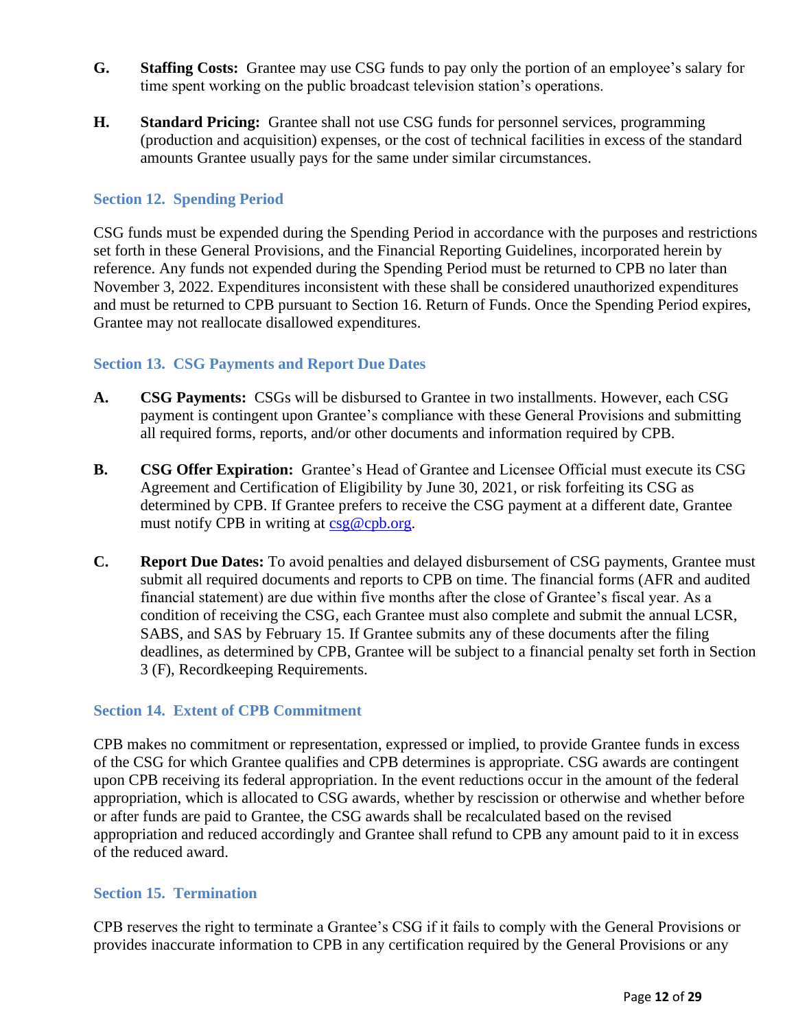**G.** **Staffing Costs:** Grantee may use CSG funds to pay only the portion of an employee's salary for time spent working on the public broadcast television station's operations.

**H.** **Standard Pricing:** Grantee shall not use CSG funds for personnel services, programming (production and acquisition) expenses, or the cost of technical facilities in excess of the standard amounts Grantee usually pays for the same under similar circumstances.

### Section 12. Spending Period

CSG funds must be expended during the Spending Period in accordance with the purposes and restrictions set forth in these General Provisions, and the Financial Reporting Guidelines, incorporated herein by reference. Any funds not expended during the Spending Period must be returned to CPB no later than November 3, 2022. Expenditures inconsistent with these shall be considered unauthorized expenditures and must be returned to CPB pursuant to Section 16. Return of Funds. Once the Spending Period expires, Grantee may not reallocate disallowed expenditures.

### Section 13. CSG Payments and Report Due Dates

**A.** **CSG Payments:** CSGs will be disbursed to Grantee in two installments. However, each CSG payment is contingent upon Grantee's compliance with these General Provisions and submitting all required forms, reports, and/or other documents and information required by CPB.

**B.** **CSG Offer Expiration:** Grantee's Head of Grantee and Licensee Official must execute its CSG Agreement and Certification of Eligibility by June 30, 2021, or risk forfeiting its CSG as determined by CPB. If Grantee prefers to receive the CSG payment at a different date, Grantee must notify CPB in writing at csg@cpb.org.

**C.** **Report Due Dates:** To avoid penalties and delayed disbursement of CSG payments, Grantee must submit all required documents and reports to CPB on time. The financial forms (AFR and audited financial statement) are due within five months after the close of Grantee's fiscal year. As a condition of receiving the CSG, each Grantee must also complete and submit the annual LCSR, SABS, and SAS by February 15. If Grantee submits any of these documents after the filing deadlines, as determined by CPB, Grantee will be subject to a financial penalty set forth in Section 3 (F), Recordkeeping Requirements.

### Section 14. Extent of CPB Commitment

CPB makes no commitment or representation, expressed or implied, to provide Grantee funds in excess of the CSG for which Grantee qualifies and CPB determines is appropriate. CSG awards are contingent upon CPB receiving its federal appropriation. In the event reductions occur in the amount of the federal appropriation, which is allocated to CSG awards, whether by rescission or otherwise and whether before or after funds are paid to Grantee, the CSG awards shall be recalculated based on the revised appropriation and reduced accordingly and Grantee shall refund to CPB any amount paid to it in excess of the reduced award.

### Section 15. Termination

CPB reserves the right to terminate a Grantee's CSG if it fails to comply with the General Provisions or provides inaccurate information to CPB in any certification required by the General Provisions or any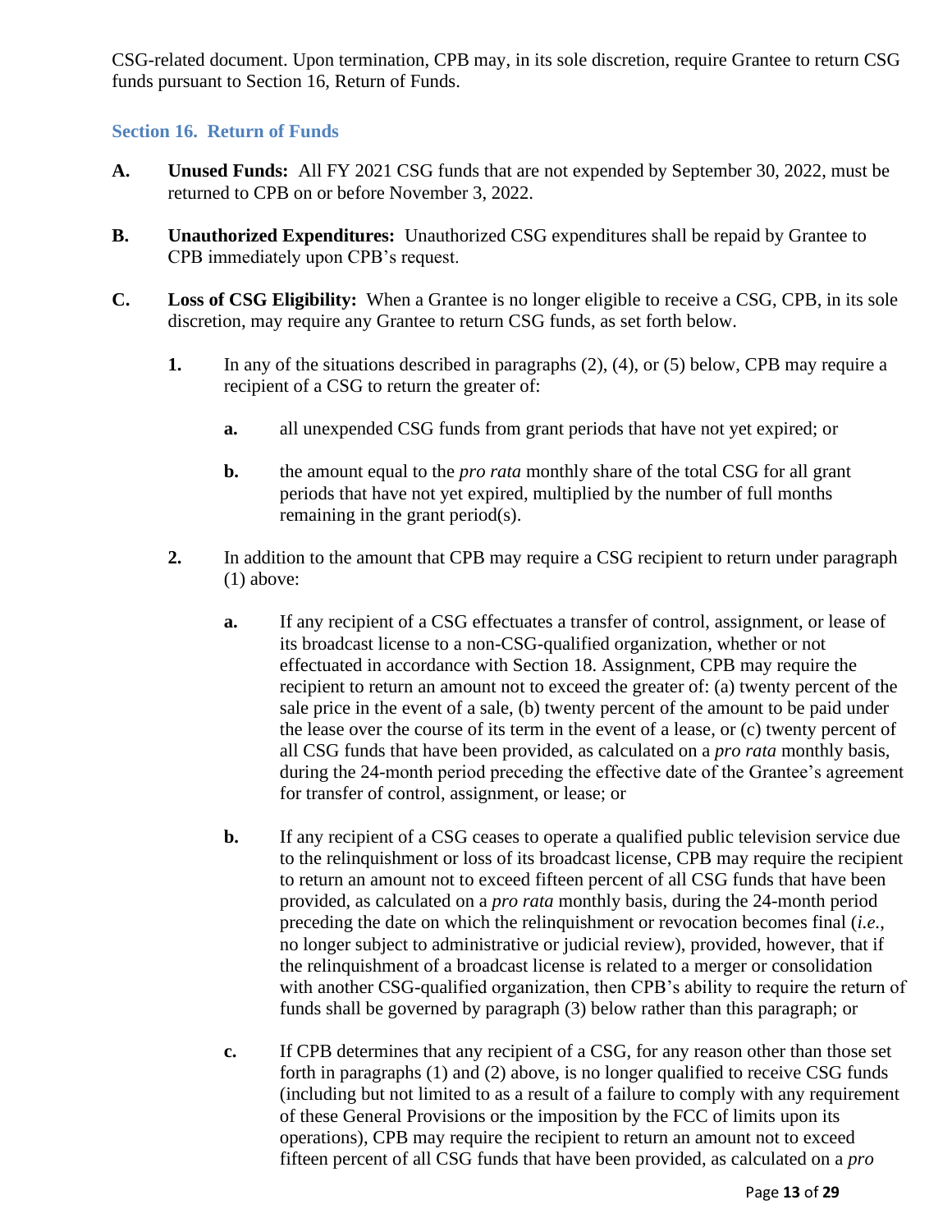CSG-related document. Upon termination, CPB may, in its sole discretion, require Grantee to return CSG funds pursuant to Section 16, Return of Funds.

### Section 16. Return of Funds

**A. Unused Funds:** All FY 2021 CSG funds that are not expended by September 30, 2022, must be returned to CPB on or before November 3, 2022.

**B. Unauthorized Expenditures:** Unauthorized CSG expenditures shall be repaid by Grantee to CPB immediately upon CPB's request.

**C. Loss of CSG Eligibility:** When a Grantee is no longer eligible to receive a CSG, CPB, in its sole discretion, may require any Grantee to return CSG funds, as set forth below.

1. In any of the situations described in paragraphs (2), (4), or (5) below, CPB may require a recipient of a CSG to return the greater of:

   a. all unexpended CSG funds from grant periods that have not yet expired; or

   b. the amount equal to the *pro rata* monthly share of the total CSG for all grant periods that have not yet expired, multiplied by the number of full months remaining in the grant period(s).

2. In addition to the amount that CPB may require a CSG recipient to return under paragraph (1) above:

   a. If any recipient of a CSG effectuates a transfer of control, assignment, or lease of its broadcast license to a non-CSG-qualified organization, whether or not effectuated in accordance with Section 18. Assignment, CPB may require the recipient to return an amount not to exceed the greater of: (a) twenty percent of the sale price in the event of a sale, (b) twenty percent of the amount to be paid under the lease over the course of its term in the event of a lease, or (c) twenty percent of all CSG funds that have been provided, as calculated on a *pro rata* monthly basis, during the 24-month period preceding the effective date of the Grantee's agreement for transfer of control, assignment, or lease; or

   b. If any recipient of a CSG ceases to operate a qualified public television service due to the relinquishment or loss of its broadcast license, CPB may require the recipient to return an amount not to exceed fifteen percent of all CSG funds that have been provided, as calculated on a *pro rata* monthly basis, during the 24-month period preceding the date on which the relinquishment or revocation becomes final (*i.e.*, no longer subject to administrative or judicial review), provided, however, that if the relinquishment of a broadcast license is related to a merger or consolidation with another CSG-qualified organization, then CPB's ability to require the return of funds shall be governed by paragraph (3) below rather than this paragraph; or

   c. If CPB determines that any recipient of a CSG, for any reason other than those set forth in paragraphs (1) and (2) above, is no longer qualified to receive CSG funds (including but not limited to as a result of a failure to comply with any requirement of these General Provisions or the imposition by the FCC of limits upon its operations), CPB may require the recipient to return an amount not to exceed fifteen percent of all CSG funds that have been provided, as calculated on a *pro*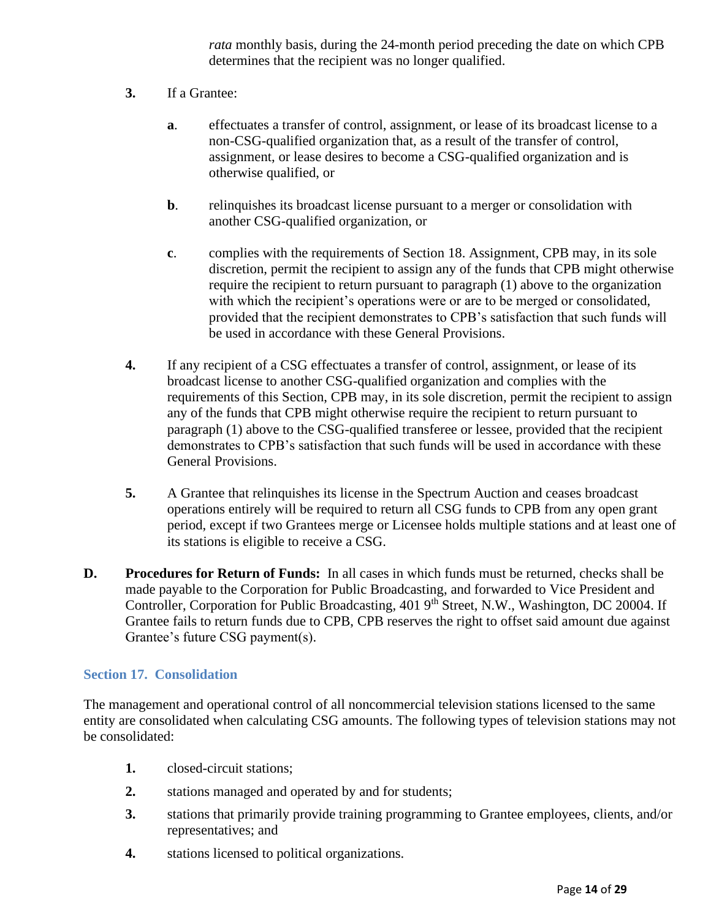*rata* monthly basis, during the 24-month period preceding the date on which CPB determines that the recipient was no longer qualified.

**3.** If a Grantee:

**a**. effectuates a transfer of control, assignment, or lease of its broadcast license to a non-CSG-qualified organization that, as a result of the transfer of control, assignment, or lease desires to become a CSG-qualified organization and is otherwise qualified, or

**b**. relinquishes its broadcast license pursuant to a merger or consolidation with another CSG-qualified organization, or

**c**. complies with the requirements of Section 18. Assignment, CPB may, in its sole discretion, permit the recipient to assign any of the funds that CPB might otherwise require the recipient to return pursuant to paragraph (1) above to the organization with which the recipient's operations were or are to be merged or consolidated, provided that the recipient demonstrates to CPB's satisfaction that such funds will be used in accordance with these General Provisions.

**4.** If any recipient of a CSG effectuates a transfer of control, assignment, or lease of its broadcast license to another CSG-qualified organization and complies with the requirements of this Section, CPB may, in its sole discretion, permit the recipient to assign any of the funds that CPB might otherwise require the recipient to return pursuant to paragraph (1) above to the CSG-qualified transferee or lessee, provided that the recipient demonstrates to CPB's satisfaction that such funds will be used in accordance with these General Provisions.

**5.** A Grantee that relinquishes its license in the Spectrum Auction and ceases broadcast operations entirely will be required to return all CSG funds to CPB from any open grant period, except if two Grantees merge or Licensee holds multiple stations and at least one of its stations is eligible to receive a CSG.

**D. Procedures for Return of Funds:** In all cases in which funds must be returned, checks shall be made payable to the Corporation for Public Broadcasting, and forwarded to Vice President and Controller, Corporation for Public Broadcasting, 401 9th Street, N.W., Washington, DC 20004. If Grantee fails to return funds due to CPB, CPB reserves the right to offset said amount due against Grantee's future CSG payment(s).

### Section 17. Consolidation

The management and operational control of all noncommercial television stations licensed to the same entity are consolidated when calculating CSG amounts. The following types of television stations may not be consolidated:

1. closed-circuit stations;
2. stations managed and operated by and for students;
3. stations that primarily provide training programming to Grantee employees, clients, and/or representatives; and
4. stations licensed to political organizations.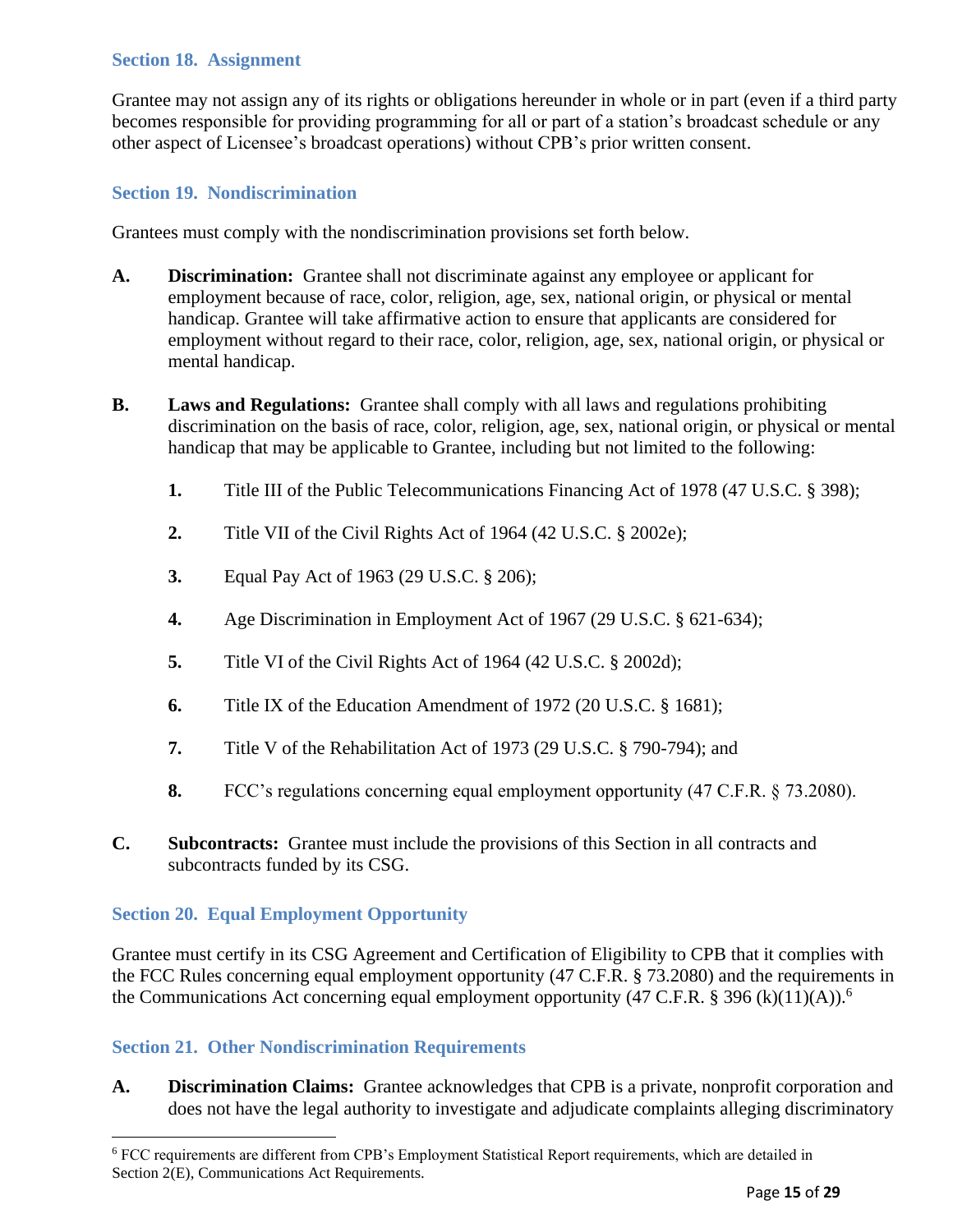### Section 18. Assignment

Grantee may not assign any of its rights or obligations hereunder in whole or in part (even if a third party becomes responsible for providing programming for all or part of a station's broadcast schedule or any other aspect of Licensee's broadcast operations) without CPB's prior written consent.

### Section 19. Nondiscrimination

Grantees must comply with the nondiscrimination provisions set forth below.

**A. Discrimination:** Grantee shall not discriminate against any employee or applicant for employment because of race, color, religion, age, sex, national origin, or physical or mental handicap. Grantee will take affirmative action to ensure that applicants are considered for employment without regard to their race, color, religion, age, sex, national origin, or physical or mental handicap.

**B. Laws and Regulations:** Grantee shall comply with all laws and regulations prohibiting discrimination on the basis of race, color, religion, age, sex, national origin, or physical or mental handicap that may be applicable to Grantee, including but not limited to the following:

1. Title III of the Public Telecommunications Financing Act of 1978 (47 U.S.C. § 398);
2. Title VII of the Civil Rights Act of 1964 (42 U.S.C. § 2002e);
3. Equal Pay Act of 1963 (29 U.S.C. § 206);
4. Age Discrimination in Employment Act of 1967 (29 U.S.C. § 621-634);
5. Title VI of the Civil Rights Act of 1964 (42 U.S.C. § 2002d);
6. Title IX of the Education Amendment of 1972 (20 U.S.C. § 1681);
7. Title V of the Rehabilitation Act of 1973 (29 U.S.C. § 790-794); and
8. FCC's regulations concerning equal employment opportunity (47 C.F.R. § 73.2080).

**C. Subcontracts:** Grantee must include the provisions of this Section in all contracts and subcontracts funded by its CSG.

### Section 20. Equal Employment Opportunity

Grantee must certify in its CSG Agreement and Certification of Eligibility to CPB that it complies with the FCC Rules concerning equal employment opportunity (47 C.F.R. § 73.2080) and the requirements in the Communications Act concerning equal employment opportunity (47 C.F.R. § 396 (k)(11)(A)).[6]

### Section 21. Other Nondiscrimination Requirements

**A. Discrimination Claims:** Grantee acknowledges that CPB is a private, nonprofit corporation and does not have the legal authority to investigate and adjudicate complaints alleging discriminatory

[6] FCC requirements are different from CPB's Employment Statistical Report requirements, which are detailed in Section 2(E), Communications Act Requirements.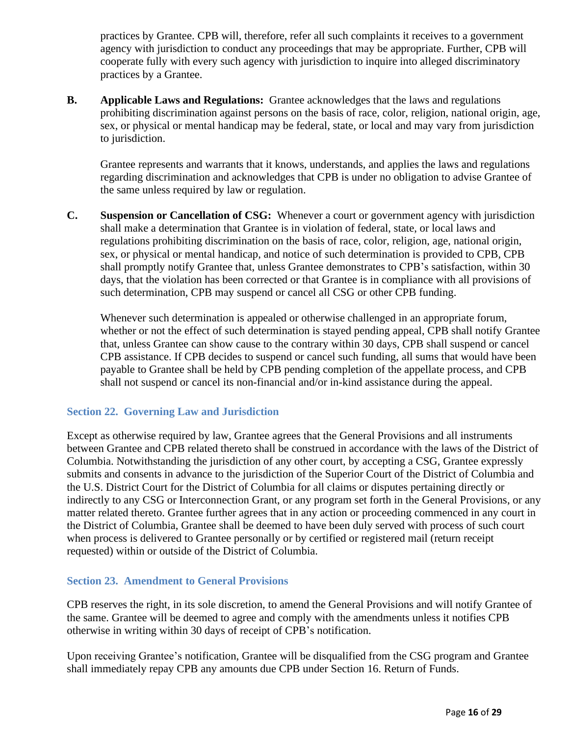practices by Grantee. CPB will, therefore, refer all such complaints it receives to a government agency with jurisdiction to conduct any proceedings that may be appropriate. Further, CPB will cooperate fully with every such agency with jurisdiction to inquire into alleged discriminatory practices by a Grantee.

**B. Applicable Laws and Regulations:** Grantee acknowledges that the laws and regulations prohibiting discrimination against persons on the basis of race, color, religion, national origin, age, sex, or physical or mental handicap may be federal, state, or local and may vary from jurisdiction to jurisdiction.

Grantee represents and warrants that it knows, understands, and applies the laws and regulations regarding discrimination and acknowledges that CPB is under no obligation to advise Grantee of the same unless required by law or regulation.

**C. Suspension or Cancellation of CSG:** Whenever a court or government agency with jurisdiction shall make a determination that Grantee is in violation of federal, state, or local laws and regulations prohibiting discrimination on the basis of race, color, religion, age, national origin, sex, or physical or mental handicap, and notice of such determination is provided to CPB, CPB shall promptly notify Grantee that, unless Grantee demonstrates to CPB's satisfaction, within 30 days, that the violation has been corrected or that Grantee is in compliance with all provisions of such determination, CPB may suspend or cancel all CSG or other CPB funding.

Whenever such determination is appealed or otherwise challenged in an appropriate forum, whether or not the effect of such determination is stayed pending appeal, CPB shall notify Grantee that, unless Grantee can show cause to the contrary within 30 days, CPB shall suspend or cancel CPB assistance. If CPB decides to suspend or cancel such funding, all sums that would have been payable to Grantee shall be held by CPB pending completion of the appellate process, and CPB shall not suspend or cancel its non-financial and/or in-kind assistance during the appeal.

## Section 22. Governing Law and Jurisdiction

Except as otherwise required by law, Grantee agrees that the General Provisions and all instruments between Grantee and CPB related thereto shall be construed in accordance with the laws of the District of Columbia. Notwithstanding the jurisdiction of any other court, by accepting a CSG, Grantee expressly submits and consents in advance to the jurisdiction of the Superior Court of the District of Columbia and the U.S. District Court for the District of Columbia for all claims or disputes pertaining directly or indirectly to any CSG or Interconnection Grant, or any program set forth in the General Provisions, or any matter related thereto. Grantee further agrees that in any action or proceeding commenced in any court in the District of Columbia, Grantee shall be deemed to have been duly served with process of such court when process is delivered to Grantee personally or by certified or registered mail (return receipt requested) within or outside of the District of Columbia.

## Section 23. Amendment to General Provisions

CPB reserves the right, in its sole discretion, to amend the General Provisions and will notify Grantee of the same. Grantee will be deemed to agree and comply with the amendments unless it notifies CPB otherwise in writing within 30 days of receipt of CPB's notification.

Upon receiving Grantee's notification, Grantee will be disqualified from the CSG program and Grantee shall immediately repay CPB any amounts due CPB under Section 16. Return of Funds.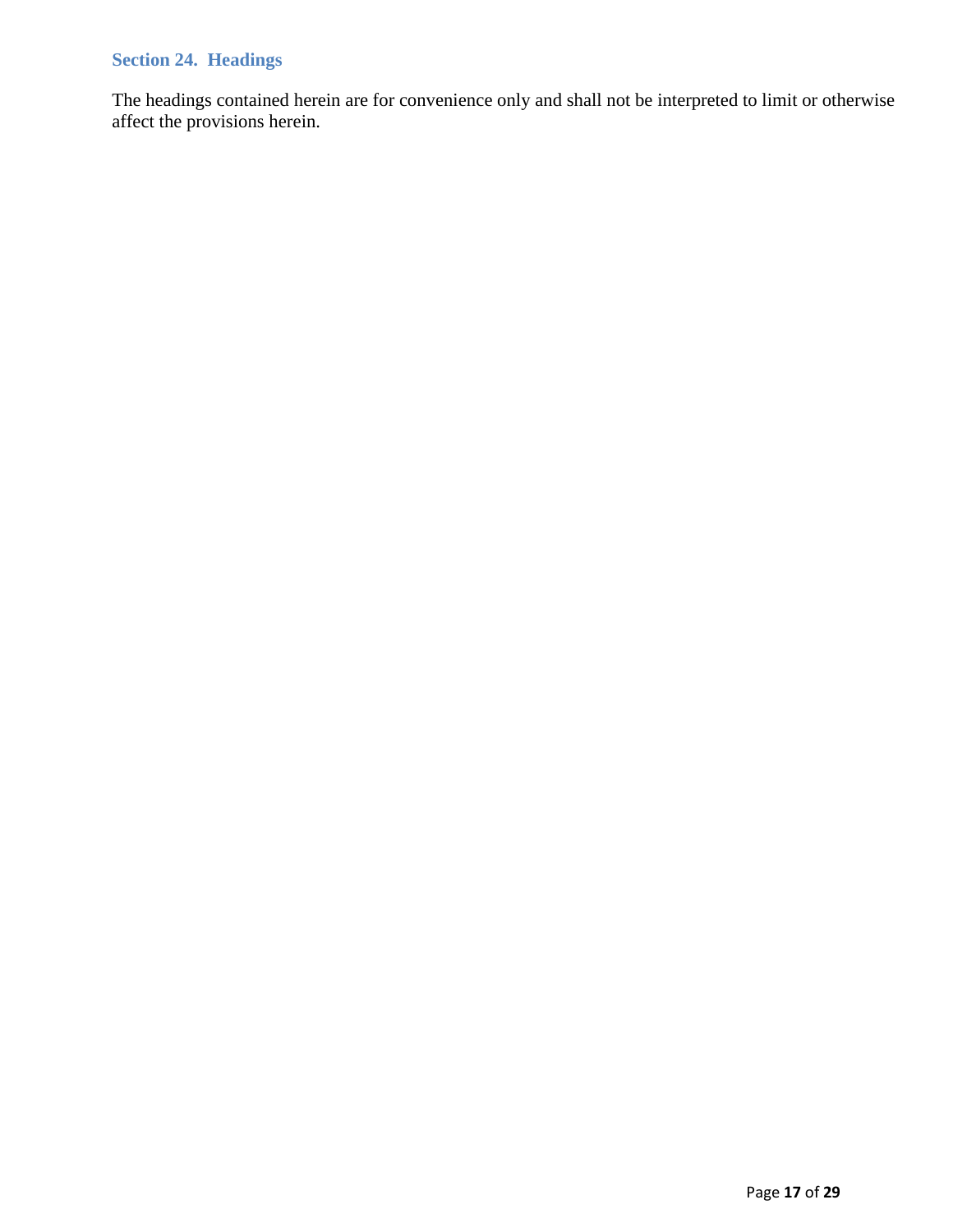### Section 24. Headings

The headings contained herein are for convenience only and shall not be interpreted to limit or otherwise affect the provisions herein.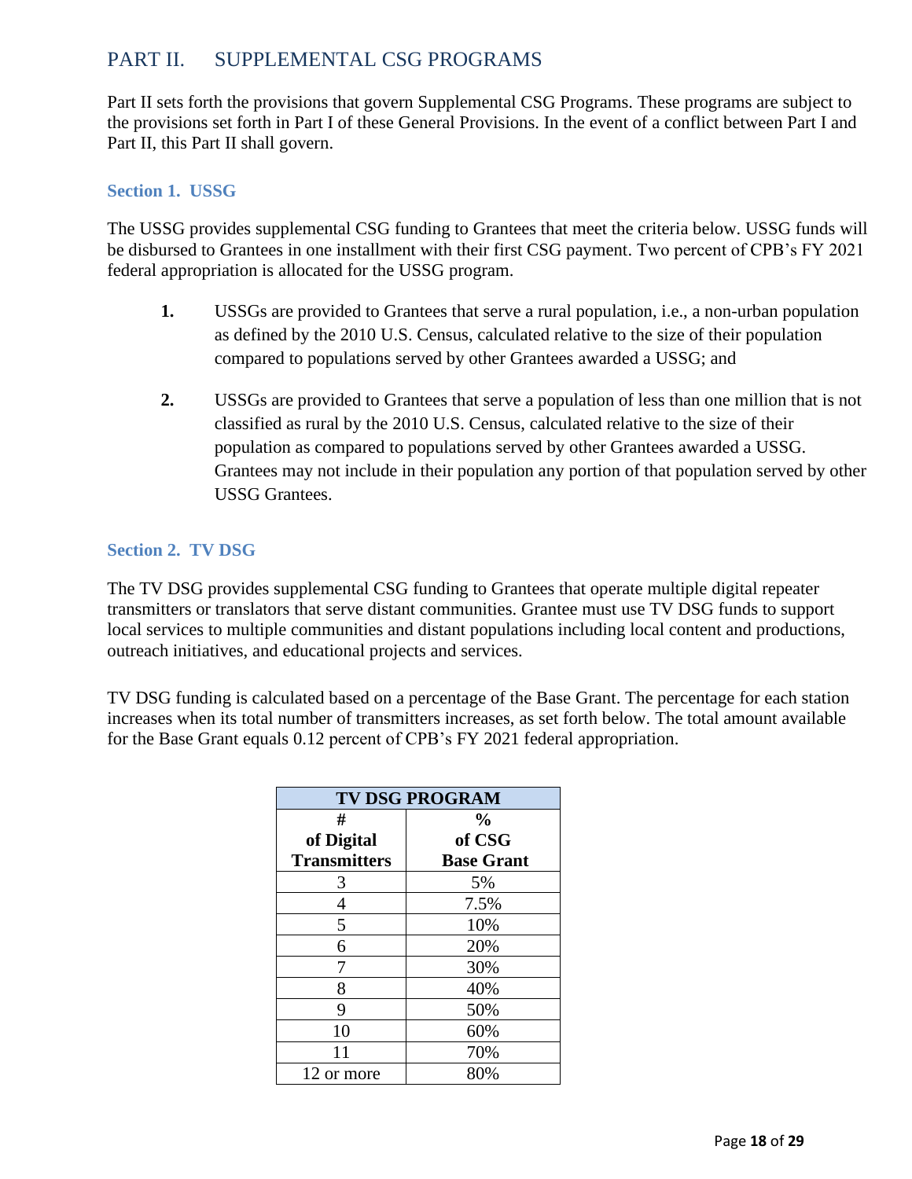# PART II. SUPPLEMENTAL CSG PROGRAMS

Part II sets forth the provisions that govern Supplemental CSG Programs. These programs are subject to the provisions set forth in Part I of these General Provisions. In the event of a conflict between Part I and Part II, this Part II shall govern.

### Section 1. USSG

The USSG provides supplemental CSG funding to Grantees that meet the criteria below. USSG funds will be disbursed to Grantees in one installment with their first CSG payment. Two percent of CPB's FY 2021 federal appropriation is allocated for the USSG program.

1. USSGs are provided to Grantees that serve a rural population, i.e., a non-urban population as defined by the 2010 U.S. Census, calculated relative to the size of their population compared to populations served by other Grantees awarded a USSG; and

2. USSGs are provided to Grantees that serve a population of less than one million that is not classified as rural by the 2010 U.S. Census, calculated relative to the size of their population as compared to populations served by other Grantees awarded a USSG. Grantees may not include in their population any portion of that population served by other USSG Grantees.

### Section 2. TV DSG

The TV DSG provides supplemental CSG funding to Grantees that operate multiple digital repeater transmitters or translators that serve distant communities. Grantee must use TV DSG funds to support local services to multiple communities and distant populations including local content and productions, outreach initiatives, and educational projects and services.

TV DSG funding is calculated based on a percentage of the Base Grant. The percentage for each station increases when its total number of transmitters increases, as set forth below. The total amount available for the Base Grant equals 0.12 percent of CPB's FY 2021 federal appropriation.

| **TV DSG PROGRAM** | |
|---|---|
| **# of Digital Transmitters** | **% of CSG Base Grant** |
| 3 | 5% |
| 4 | 7.5% |
| 5 | 10% |
| 6 | 20% |
| 7 | 30% |
| 8 | 40% |
| 9 | 50% |
| 10 | 60% |
| 11 | 70% |
| 12 or more | 80% |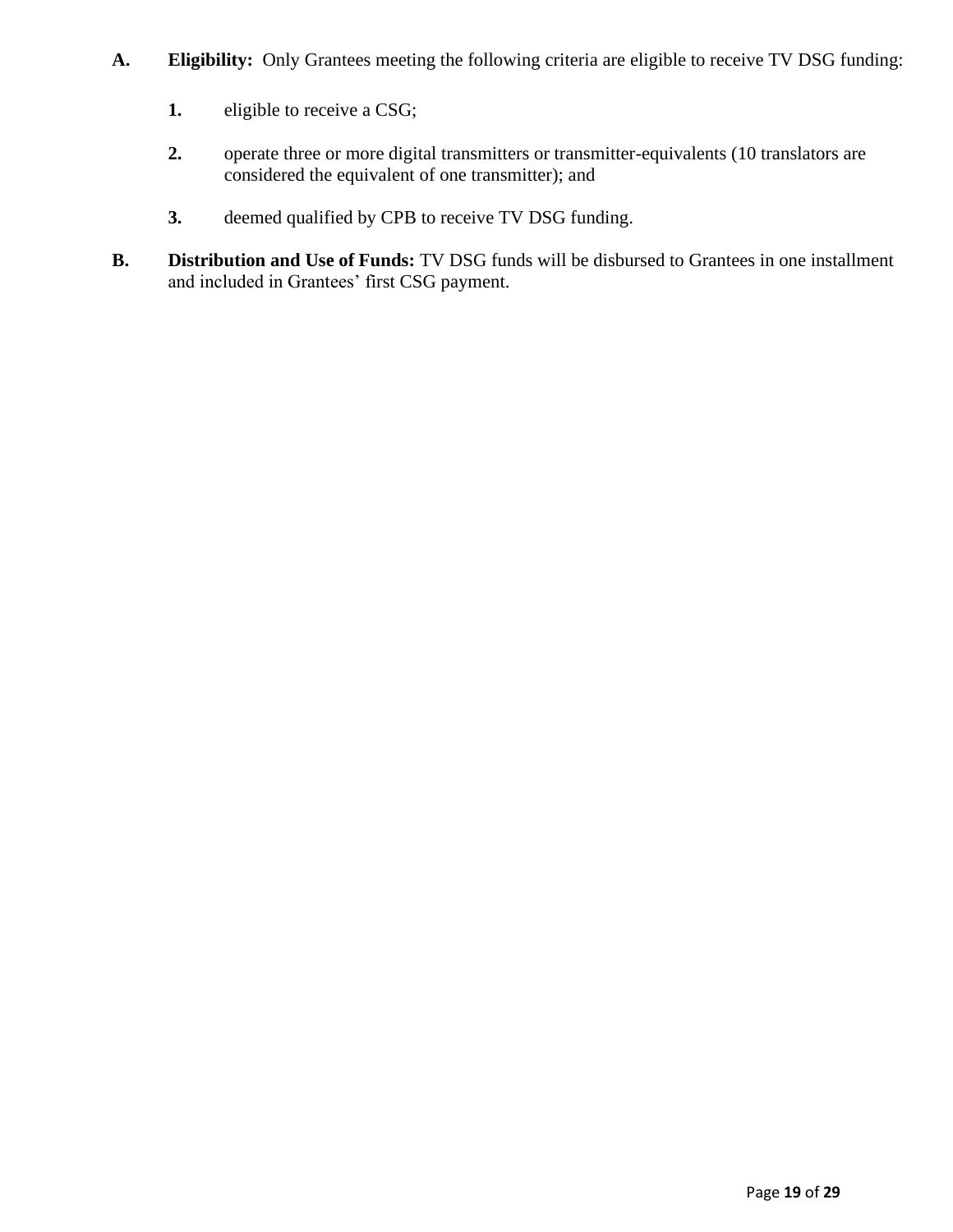**A. Eligibility:** Only Grantees meeting the following criteria are eligible to receive TV DSG funding:

1. eligible to receive a CSG;

2. operate three or more digital transmitters or transmitter-equivalents (10 translators are considered the equivalent of one transmitter); and

3. deemed qualified by CPB to receive TV DSG funding.

**B. Distribution and Use of Funds:** TV DSG funds will be disbursed to Grantees in one installment and included in Grantees' first CSG payment.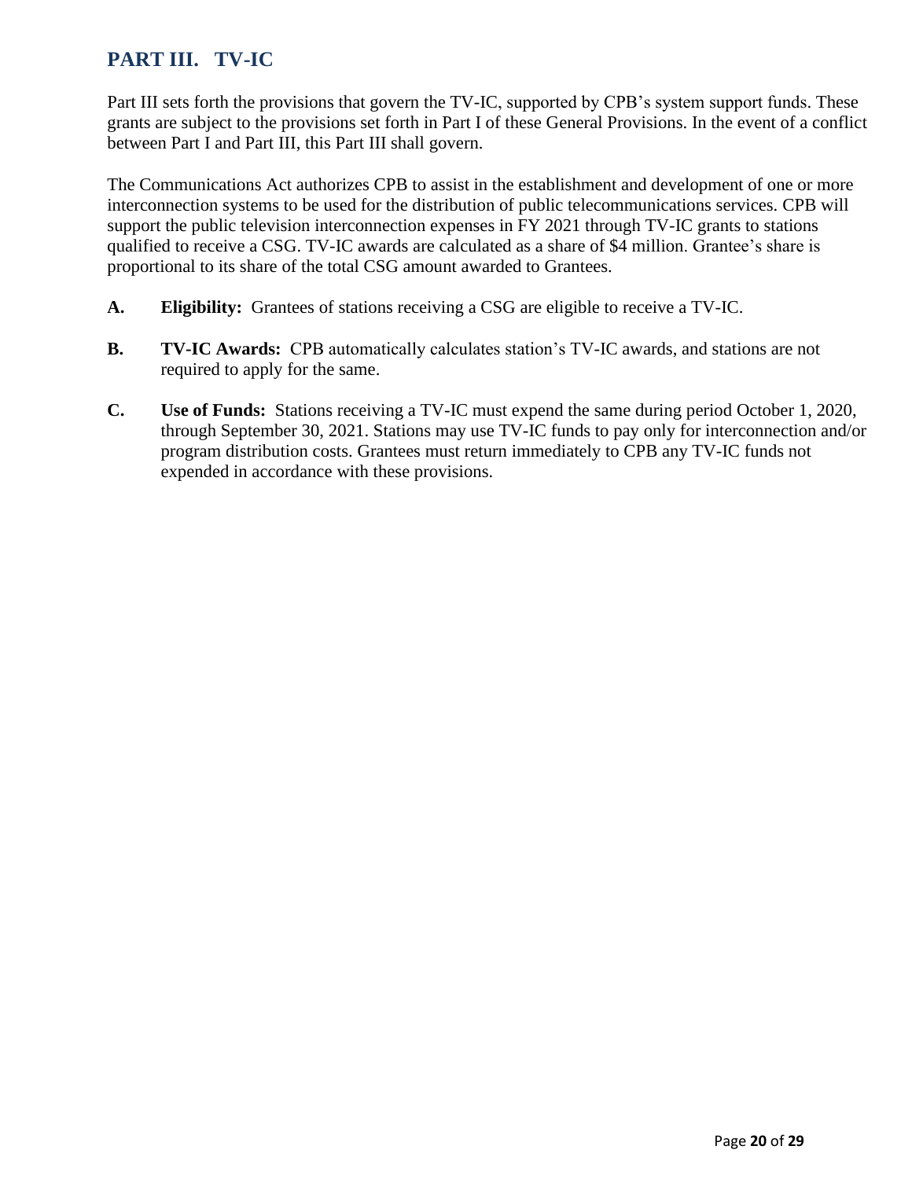## PART III. TV-IC

Part III sets forth the provisions that govern the TV-IC, supported by CPB's system support funds. These grants are subject to the provisions set forth in Part I of these General Provisions. In the event of a conflict between Part I and Part III, this Part III shall govern.

The Communications Act authorizes CPB to assist in the establishment and development of one or more interconnection systems to be used for the distribution of public telecommunications services. CPB will support the public television interconnection expenses in FY 2021 through TV-IC grants to stations qualified to receive a CSG. TV-IC awards are calculated as a share of $4 million. Grantee's share is proportional to its share of the total CSG amount awarded to Grantees.

**A.** **Eligibility:** Grantees of stations receiving a CSG are eligible to receive a TV-IC.

**B.** **TV-IC Awards:** CPB automatically calculates station's TV-IC awards, and stations are not required to apply for the same.

**C.** **Use of Funds:** Stations receiving a TV-IC must expend the same during period October 1, 2020, through September 30, 2021. Stations may use TV-IC funds to pay only for interconnection and/or program distribution costs. Grantees must return immediately to CPB any TV-IC funds not expended in accordance with these provisions.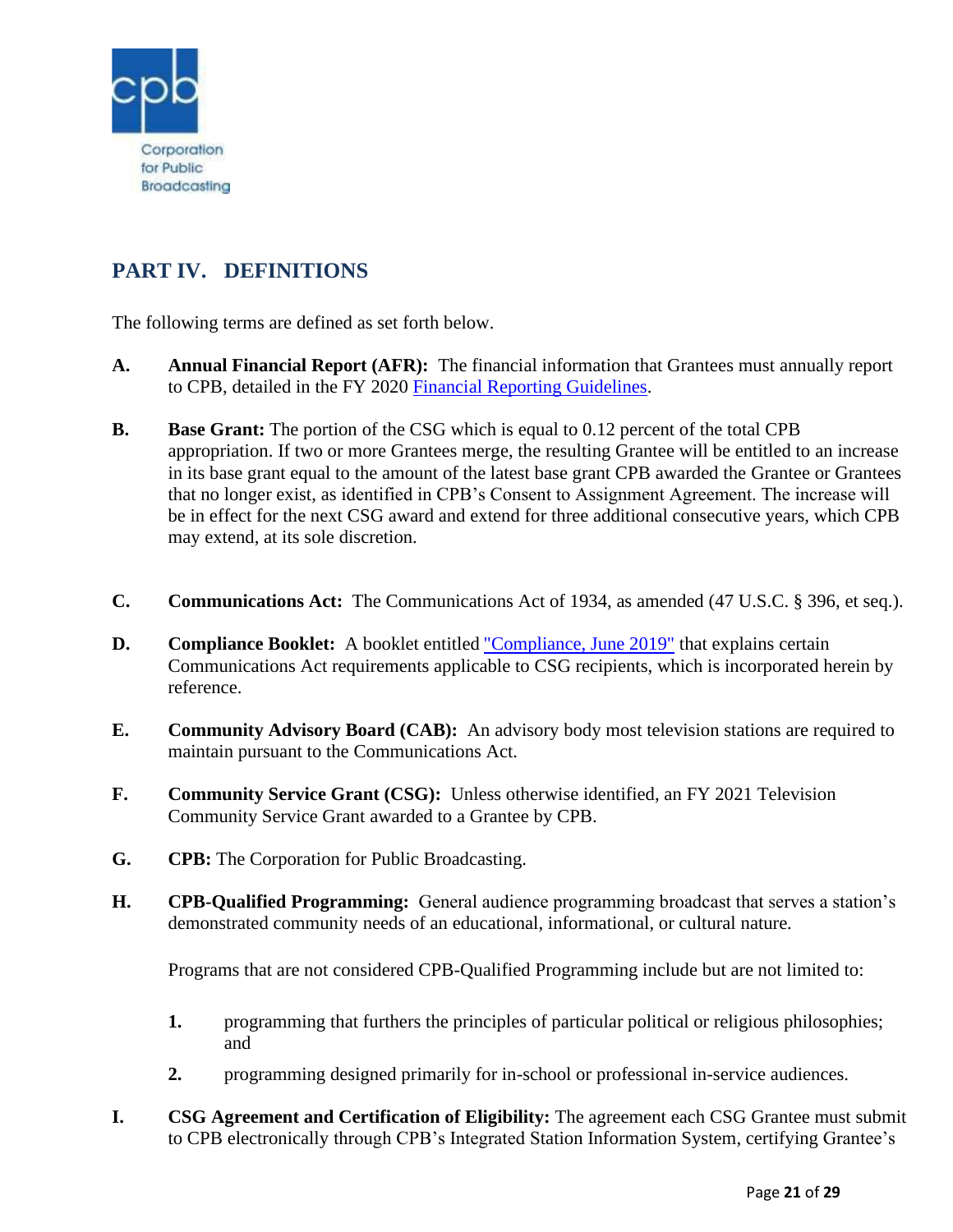## PART IV. DEFINITIONS

The following terms are defined as set forth below.

**A.** **Annual Financial Report (AFR):** The financial information that Grantees must annually report to CPB, detailed in the FY 2020 Financial Reporting Guidelines.

**B.** **Base Grant:** The portion of the CSG which is equal to 0.12 percent of the total CPB appropriation. If two or more Grantees merge, the resulting Grantee will be entitled to an increase in its base grant equal to the amount of the latest base grant CPB awarded the Grantee or Grantees that no longer exist, as identified in CPB's Consent to Assignment Agreement. The increase will be in effect for the next CSG award and extend for three additional consecutive years, which CPB may extend, at its sole discretion.

**C.** **Communications Act:** The Communications Act of 1934, as amended (47 U.S.C. § 396, et seq.).

**D.** **Compliance Booklet:** A booklet entitled "Compliance, June 2019" that explains certain Communications Act requirements applicable to CSG recipients, which is incorporated herein by reference.

**E.** **Community Advisory Board (CAB):** An advisory body most television stations are required to maintain pursuant to the Communications Act.

**F.** **Community Service Grant (CSG):** Unless otherwise identified, an FY 2021 Television Community Service Grant awarded to a Grantee by CPB.

**G.** **CPB:** The Corporation for Public Broadcasting.

**H.** **CPB-Qualified Programming:** General audience programming broadcast that serves a station's demonstrated community needs of an educational, informational, or cultural nature.

Programs that are not considered CPB-Qualified Programming include but are not limited to:

1. programming that furthers the principles of particular political or religious philosophies; and
2. programming designed primarily for in-school or professional in-service audiences.

**I.** **CSG Agreement and Certification of Eligibility:** The agreement each CSG Grantee must submit to CPB electronically through CPB's Integrated Station Information System, certifying Grantee's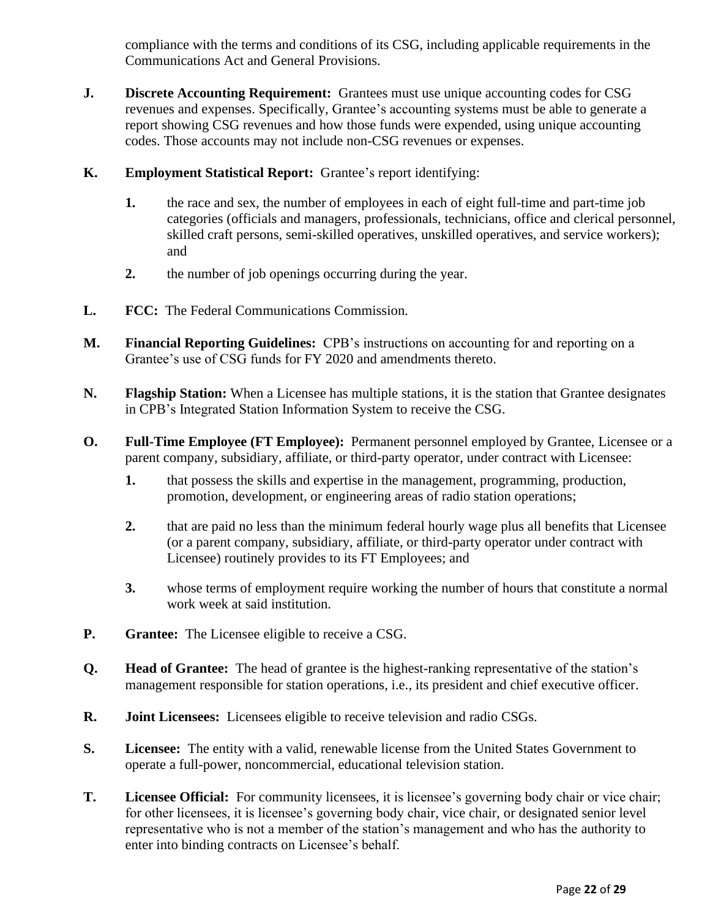compliance with the terms and conditions of its CSG, including applicable requirements in the Communications Act and General Provisions.

**J. Discrete Accounting Requirement:** Grantees must use unique accounting codes for CSG revenues and expenses. Specifically, Grantee's accounting systems must be able to generate a report showing CSG revenues and how those funds were expended, using unique accounting codes. Those accounts may not include non-CSG revenues or expenses.

**K. Employment Statistical Report:** Grantee's report identifying:

1. the race and sex, the number of employees in each of eight full-time and part-time job categories (officials and managers, professionals, technicians, office and clerical personnel, skilled craft persons, semi-skilled operatives, unskilled operatives, and service workers); and
2. the number of job openings occurring during the year.

**L. FCC:** The Federal Communications Commission.

**M. Financial Reporting Guidelines:** CPB's instructions on accounting for and reporting on a Grantee's use of CSG funds for FY 2020 and amendments thereto.

**N. Flagship Station:** When a Licensee has multiple stations, it is the station that Grantee designates in CPB's Integrated Station Information System to receive the CSG.

**O. Full-Time Employee (FT Employee):** Permanent personnel employed by Grantee, Licensee or a parent company, subsidiary, affiliate, or third-party operator, under contract with Licensee:

1. that possess the skills and expertise in the management, programming, production, promotion, development, or engineering areas of radio station operations;
2. that are paid no less than the minimum federal hourly wage plus all benefits that Licensee (or a parent company, subsidiary, affiliate, or third-party operator under contract with Licensee) routinely provides to its FT Employees; and
3. whose terms of employment require working the number of hours that constitute a normal work week at said institution.

**P. Grantee:** The Licensee eligible to receive a CSG.

**Q. Head of Grantee:** The head of grantee is the highest-ranking representative of the station's management responsible for station operations, i.e., its president and chief executive officer.

**R. Joint Licensees:** Licensees eligible to receive television and radio CSGs.

**S. Licensee:** The entity with a valid, renewable license from the United States Government to operate a full-power, noncommercial, educational television station.

**T. Licensee Official:** For community licensees, it is licensee's governing body chair or vice chair; for other licensees, it is licensee's governing body chair, vice chair, or designated senior level representative who is not a member of the station's management and who has the authority to enter into binding contracts on Licensee's behalf.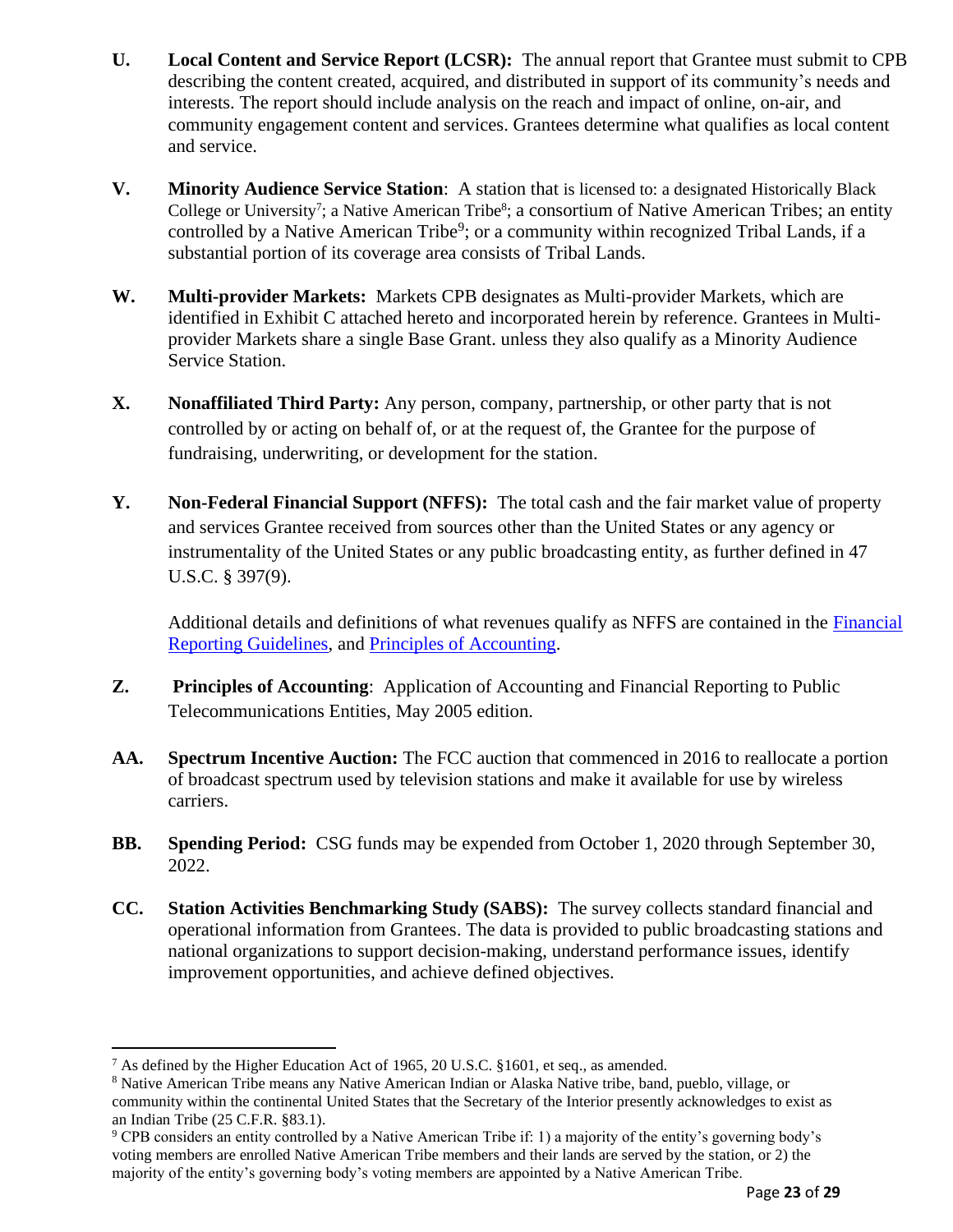**U.** **Local Content and Service Report (LCSR):** The annual report that Grantee must submit to CPB describing the content created, acquired, and distributed in support of its community's needs and interests. The report should include analysis on the reach and impact of online, on-air, and community engagement content and services. Grantees determine what qualifies as local content and service.

**V.** **Minority Audience Service Station**: A station that is licensed to: a designated Historically Black College or University[7]; a Native American Tribe[8]; a consortium of Native American Tribes; an entity controlled by a Native American Tribe[9]; or a community within recognized Tribal Lands, if a substantial portion of its coverage area consists of Tribal Lands.

**W.** **Multi-provider Markets:** Markets CPB designates as Multi-provider Markets, which are identified in Exhibit C attached hereto and incorporated herein by reference. Grantees in Multi-provider Markets share a single Base Grant. unless they also qualify as a Minority Audience Service Station.

**X.** **Nonaffiliated Third Party:** Any person, company, partnership, or other party that is not controlled by or acting on behalf of, or at the request of, the Grantee for the purpose of fundraising, underwriting, or development for the station.

**Y.** **Non-Federal Financial Support (NFFS):** The total cash and the fair market value of property and services Grantee received from sources other than the United States or any agency or instrumentality of the United States or any public broadcasting entity, as further defined in 47 U.S.C. § 397(9).

Additional details and definitions of what revenues qualify as NFFS are contained in the Financial Reporting Guidelines, and Principles of Accounting.

**Z.** **Principles of Accounting**: Application of Accounting and Financial Reporting to Public Telecommunications Entities, May 2005 edition.

**AA.** **Spectrum Incentive Auction:** The FCC auction that commenced in 2016 to reallocate a portion of broadcast spectrum used by television stations and make it available for use by wireless carriers.

**BB.** **Spending Period:** CSG funds may be expended from October 1, 2020 through September 30, 2022.

**CC.** **Station Activities Benchmarking Study (SABS):** The survey collects standard financial and operational information from Grantees. The data is provided to public broadcasting stations and national organizations to support decision-making, understand performance issues, identify improvement opportunities, and achieve defined objectives.

---

[7] As defined by the Higher Education Act of 1965, 20 U.S.C. §1601, et seq., as amended.

[8] Native American Tribe means any Native American Indian or Alaska Native tribe, band, pueblo, village, or community within the continental United States that the Secretary of the Interior presently acknowledges to exist as an Indian Tribe (25 C.F.R. §83.1).

[9] CPB considers an entity controlled by a Native American Tribe if: 1) a majority of the entity's governing body's voting members are enrolled Native American Tribe members and their lands are served by the station, or 2) the majority of the entity's governing body's voting members are appointed by a Native American Tribe.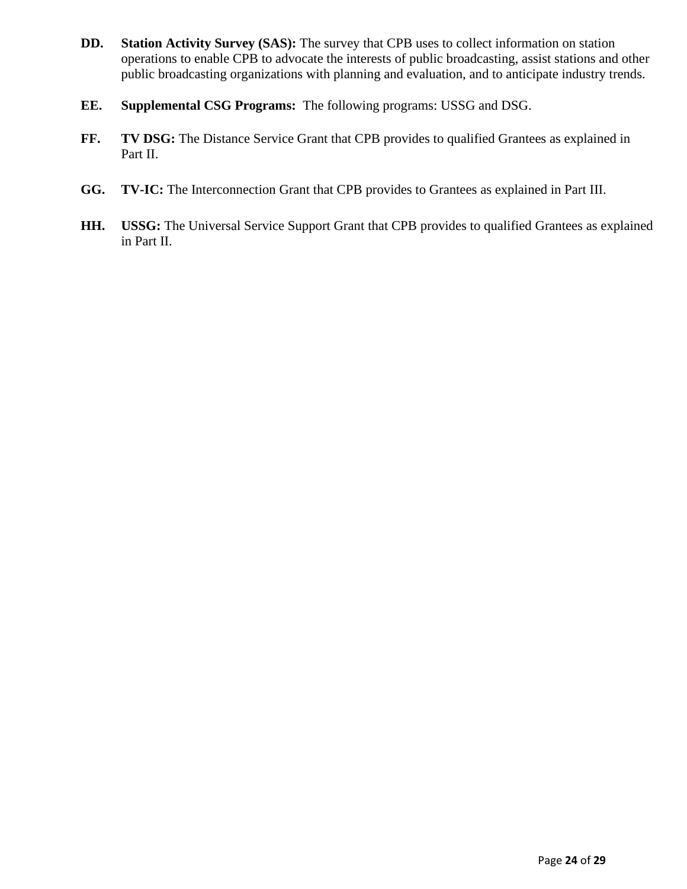**DD. Station Activity Survey (SAS):** The survey that CPB uses to collect information on station operations to enable CPB to advocate the interests of public broadcasting, assist stations and other public broadcasting organizations with planning and evaluation, and to anticipate industry trends.

**EE. Supplemental CSG Programs:** The following programs: USSG and DSG.

**FF. TV DSG:** The Distance Service Grant that CPB provides to qualified Grantees as explained in Part II.

**GG. TV-IC:** The Interconnection Grant that CPB provides to Grantees as explained in Part III.

**HH. USSG:** The Universal Service Support Grant that CPB provides to qualified Grantees as explained in Part II.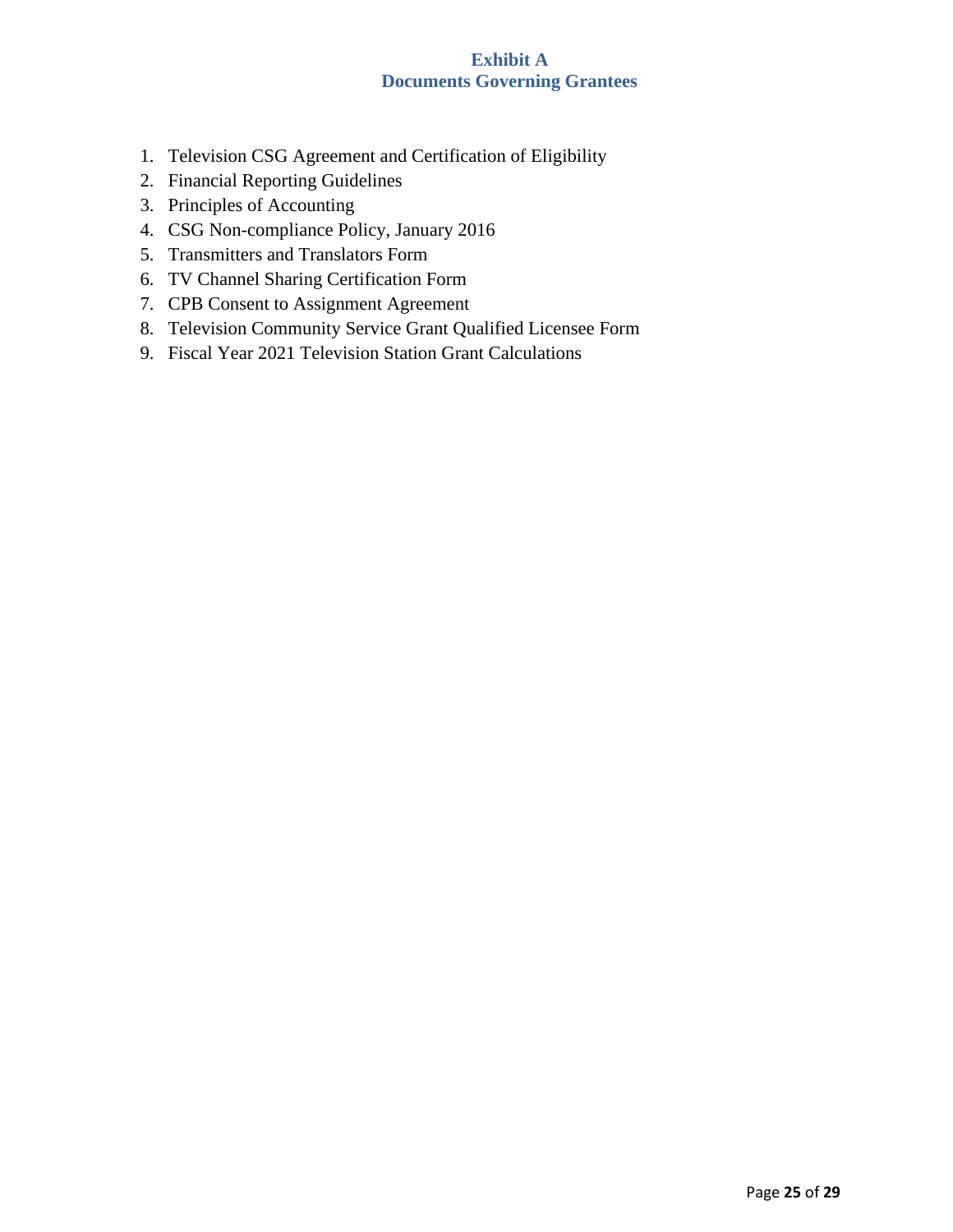# Exhibit A
## Documents Governing Grantees

1. Television CSG Agreement and Certification of Eligibility
2. Financial Reporting Guidelines
3. Principles of Accounting
4. CSG Non-compliance Policy, January 2016
5. Transmitters and Translators Form
6. TV Channel Sharing Certification Form
7. CPB Consent to Assignment Agreement
8. Television Community Service Grant Qualified Licensee Form
9. Fiscal Year 2021 Television Station Grant Calculations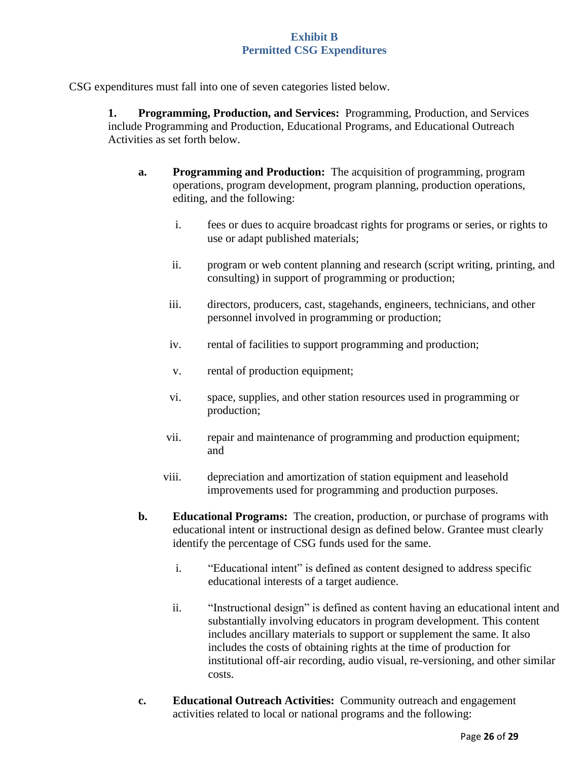## Exhibit B
## Permitted CSG Expenditures

CSG expenditures must fall into one of seven categories listed below.

**1. Programming, Production, and Services:** Programming, Production, and Services include Programming and Production, Educational Programs, and Educational Outreach Activities as set forth below.

**a. Programming and Production:** The acquisition of programming, program operations, program development, program planning, production operations, editing, and the following:

i. fees or dues to acquire broadcast rights for programs or series, or rights to use or adapt published materials;

ii. program or web content planning and research (script writing, printing, and consulting) in support of programming or production;

iii. directors, producers, cast, stagehands, engineers, technicians, and other personnel involved in programming or production;

iv. rental of facilities to support programming and production;

v. rental of production equipment;

vi. space, supplies, and other station resources used in programming or production;

vii. repair and maintenance of programming and production equipment; and

viii. depreciation and amortization of station equipment and leasehold improvements used for programming and production purposes.

**b. Educational Programs:** The creation, production, or purchase of programs with educational intent or instructional design as defined below. Grantee must clearly identify the percentage of CSG funds used for the same.

i. "Educational intent" is defined as content designed to address specific educational interests of a target audience.

ii. "Instructional design" is defined as content having an educational intent and substantially involving educators in program development. This content includes ancillary materials to support or supplement the same. It also includes the costs of obtaining rights at the time of production for institutional off-air recording, audio visual, re-versioning, and other similar costs.

**c. Educational Outreach Activities:** Community outreach and engagement activities related to local or national programs and the following: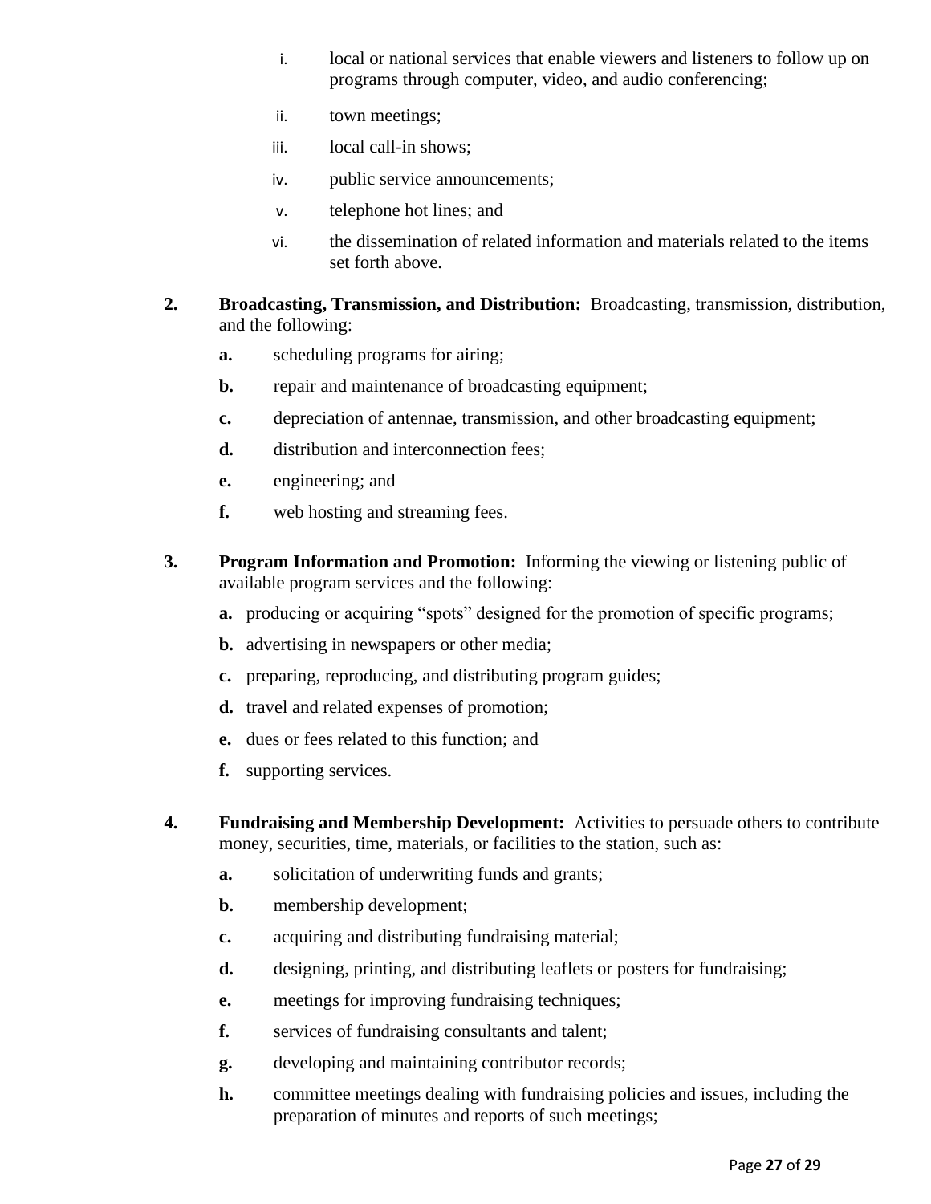i. local or national services that enable viewers and listeners to follow up on programs through computer, video, and audio conferencing;

ii. town meetings;

iii. local call-in shows;

iv. public service announcements;

v. telephone hot lines; and

vi. the dissemination of related information and materials related to the items set forth above.

**2. Broadcasting, Transmission, and Distribution:** Broadcasting, transmission, distribution, and the following:

- **a.** scheduling programs for airing;
- **b.** repair and maintenance of broadcasting equipment;
- **c.** depreciation of antennae, transmission, and other broadcasting equipment;
- **d.** distribution and interconnection fees;
- **e.** engineering; and
- **f.** web hosting and streaming fees.

**3. Program Information and Promotion:** Informing the viewing or listening public of available program services and the following:

- **a.** producing or acquiring "spots" designed for the promotion of specific programs;
- **b.** advertising in newspapers or other media;
- **c.** preparing, reproducing, and distributing program guides;
- **d.** travel and related expenses of promotion;
- **e.** dues or fees related to this function; and
- **f.** supporting services.

**4. Fundraising and Membership Development:** Activities to persuade others to contribute money, securities, time, materials, or facilities to the station, such as:

- **a.** solicitation of underwriting funds and grants;
- **b.** membership development;
- **c.** acquiring and distributing fundraising material;
- **d.** designing, printing, and distributing leaflets or posters for fundraising;
- **e.** meetings for improving fundraising techniques;
- **f.** services of fundraising consultants and talent;
- **g.** developing and maintaining contributor records;
- **h.** committee meetings dealing with fundraising policies and issues, including the preparation of minutes and reports of such meetings;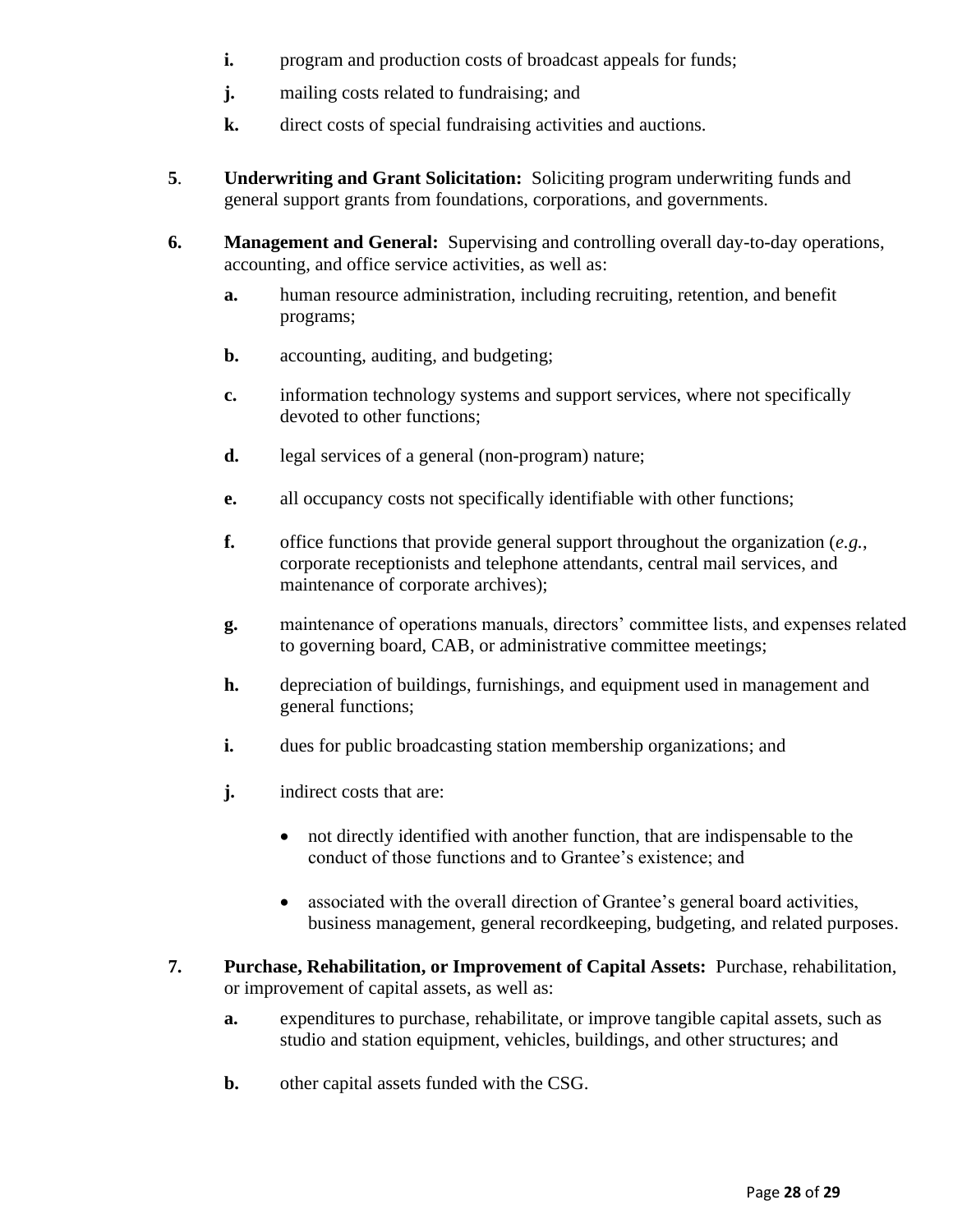**i.** program and production costs of broadcast appeals for funds;

**j.** mailing costs related to fundraising; and

**k.** direct costs of special fundraising activities and auctions.

**5**. **Underwriting and Grant Solicitation:** Soliciting program underwriting funds and general support grants from foundations, corporations, and governments.

**6.** **Management and General:** Supervising and controlling overall day-to-day operations, accounting, and office service activities, as well as:

**a.** human resource administration, including recruiting, retention, and benefit programs;

**b.** accounting, auditing, and budgeting;

**c.** information technology systems and support services, where not specifically devoted to other functions;

**d.** legal services of a general (non-program) nature;

**e.** all occupancy costs not specifically identifiable with other functions;

**f.** office functions that provide general support throughout the organization (*e.g.*, corporate receptionists and telephone attendants, central mail services, and maintenance of corporate archives);

**g.** maintenance of operations manuals, directors' committee lists, and expenses related to governing board, CAB, or administrative committee meetings;

**h.** depreciation of buildings, furnishings, and equipment used in management and general functions;

**i.** dues for public broadcasting station membership organizations; and

**j.** indirect costs that are:

- not directly identified with another function, that are indispensable to the conduct of those functions and to Grantee's existence; and
- associated with the overall direction of Grantee's general board activities, business management, general recordkeeping, budgeting, and related purposes.

**7.** **Purchase, Rehabilitation, or Improvement of Capital Assets:** Purchase, rehabilitation, or improvement of capital assets, as well as:

**a.** expenditures to purchase, rehabilitate, or improve tangible capital assets, such as studio and station equipment, vehicles, buildings, and other structures; and

**b.** other capital assets funded with the CSG.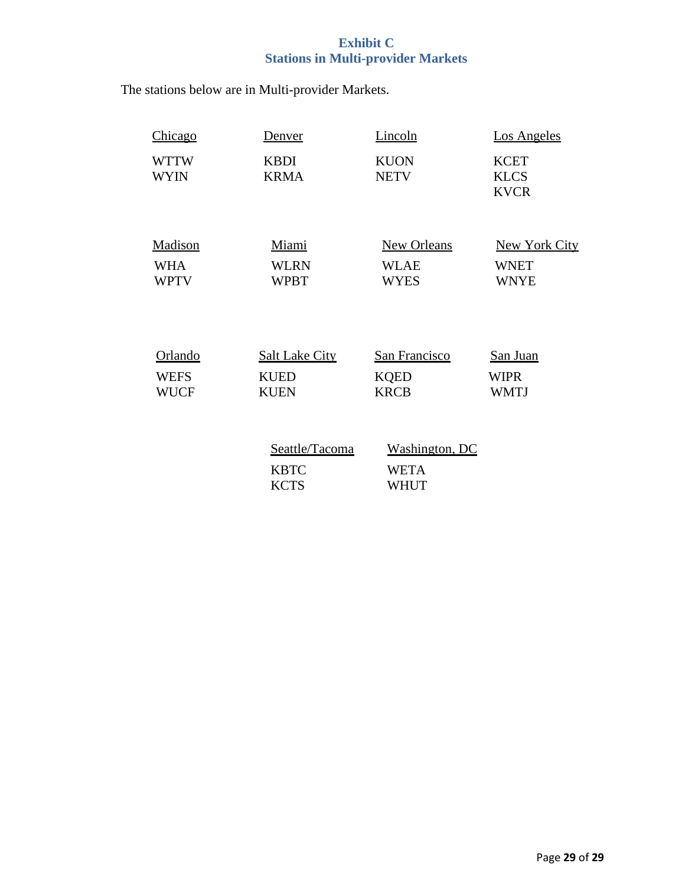## Exhibit C
## Stations in Multi-provider Markets

The stations below are in Multi-provider Markets.

Chicago
WTTW
WYIN

Denver
KBDI
KRMA

Lincoln
KUON
NETV

Los Angeles
KCET
KLCS
KVCR

Madison
WHA
WPTV

Miami
WLRN
WPBT

New Orleans
WLAE
WYES

New York City
WNET
WNYE

Orlando
WEFS
WUCF

Salt Lake City
KUED
KUEN

San Francisco
KQED
KRCB

San Juan
WIPR
WMTJ

Seattle/Tacoma
KBTC
KCTS

Washington, DC
WETA
WHUT